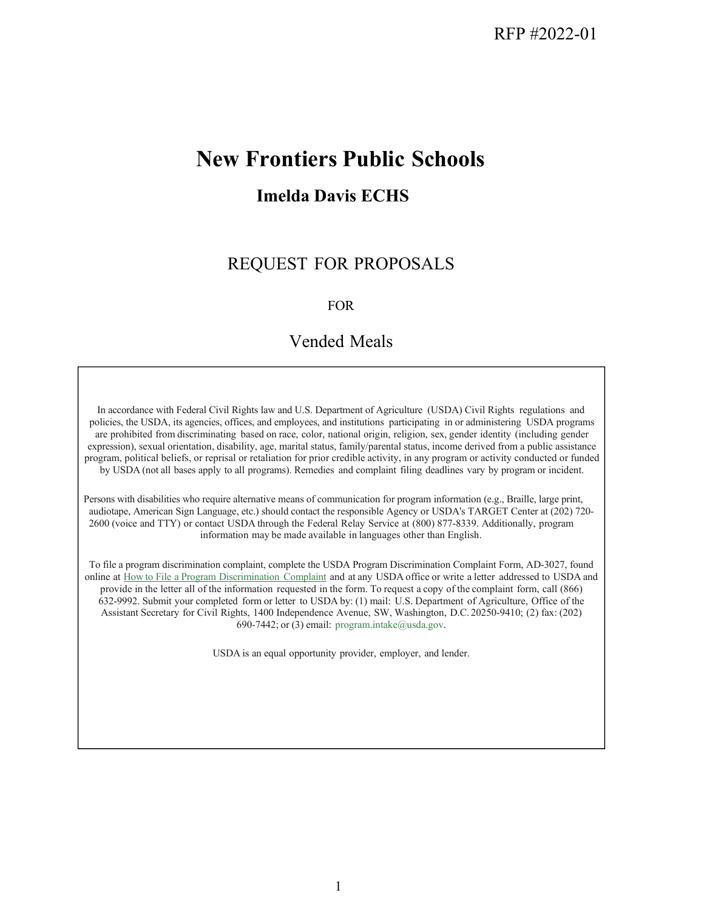RFP #2022-01

# New Frontiers Public Schools

## Imelda Davis ECHS

REQUEST FOR PROPOSALS

FOR

Vended Meals

In accordance with Federal Civil Rights law and U.S. Department of Agriculture (USDA) Civil Rights regulations and policies, the USDA, its agencies, offices, and employees, and institutions participating in or administering USDA programs are prohibited from discriminating based on race, color, national origin, religion, sex, gender identity (including gender expression), sexual orientation, disability, age, marital status, family/parental status, income derived from a public assistance program, political beliefs, or reprisal or retaliation for prior credible activity, in any program or activity conducted or funded by USDA (not all bases apply to all programs). Remedies and complaint filing deadlines vary by program or incident.

Persons with disabilities who require alternative means of communication for program information (e.g., Braille, large print, audiotape, American Sign Language, etc.) should contact the responsible Agency or USDA's TARGET Center at (202) 720-2600 (voice and TTY) or contact USDA through the Federal Relay Service at (800) 877-8339. Additionally, program information may be made available in languages other than English.

To file a program discrimination complaint, complete the USDA Program Discrimination Complaint Form, AD-3027, found online at How to File a Program Discrimination Complaint and at any USDA office or write a letter addressed to USDA and provide in the letter all of the information requested in the form. To request a copy of the complaint form, call (866) 632-9992. Submit your completed form or letter to USDA by: (1) mail: U.S. Department of Agriculture, Office of the Assistant Secretary for Civil Rights, 1400 Independence Avenue, SW, Washington, D.C. 20250-9410; (2) fax: (202) 690-7442; or (3) email: program.intake@usda.gov.

USDA is an equal opportunity provider, employer, and lender.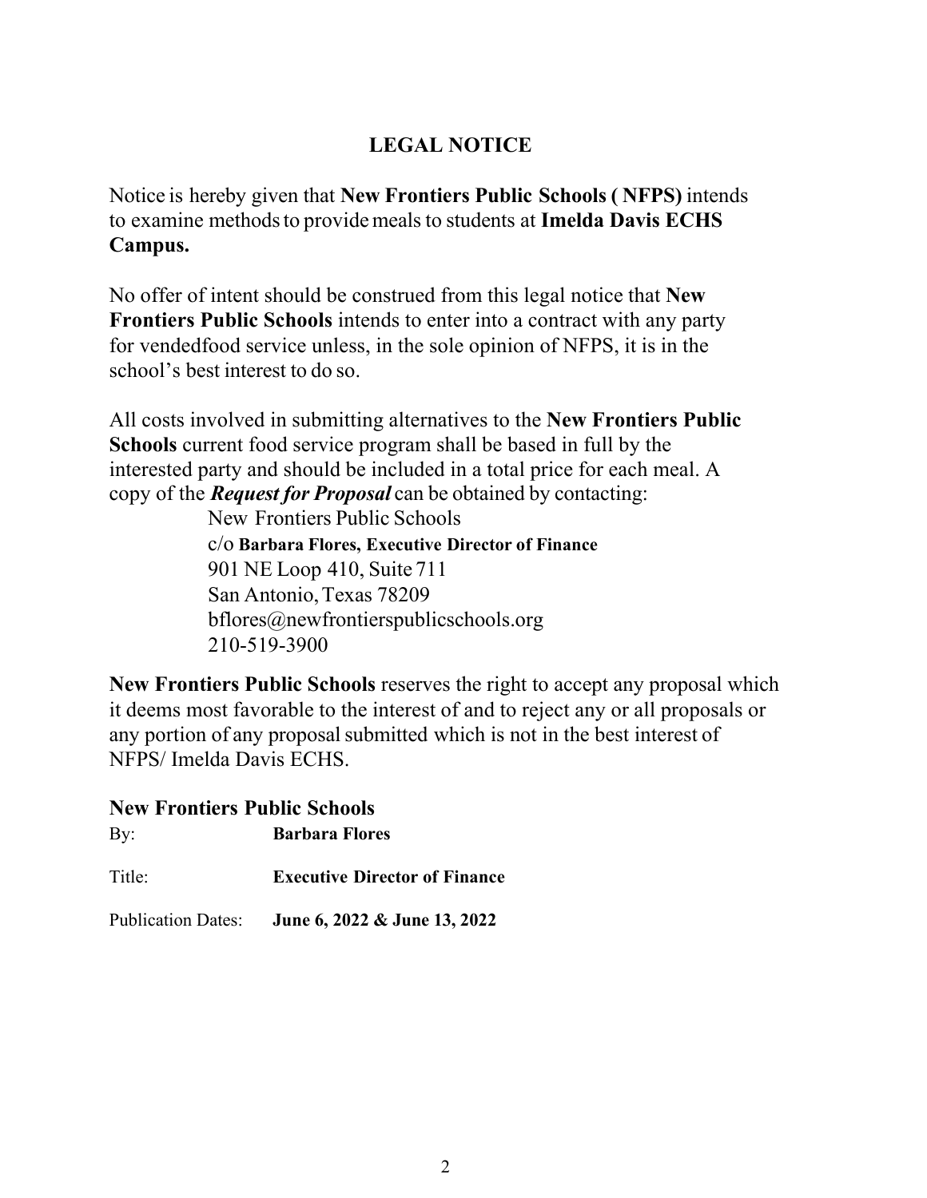# LEGAL NOTICE

Notice is hereby given that **New Frontiers Public Schools ( NFPS)** intends to examine methods to provide meals to students at **Imelda Davis ECHS Campus.**

No offer of intent should be construed from this legal notice that **New Frontiers Public Schools** intends to enter into a contract with any party for vendedfood service unless, in the sole opinion of NFPS, it is in the school's best interest to do so.

All costs involved in submitting alternatives to the **New Frontiers Public Schools** current food service program shall be based in full by the interested party and should be included in a total price for each meal. A copy of the ***Request for Proposal*** can be obtained by contacting:

New Frontiers Public Schools
c/o **Barbara Flores, Executive Director of Finance**
901 NE Loop 410, Suite 711
San Antonio, Texas 78209
bflores@newfrontierspublicschools.org
210-519-3900

**New Frontiers Public Schools** reserves the right to accept any proposal which it deems most favorable to the interest of and to reject any or all proposals or any portion of any proposal submitted which is not in the best interest of NFPS/ Imelda Davis ECHS.

**New Frontiers Public Schools**

By: **Barbara Flores**

Title: **Executive Director of Finance**

Publication Dates: **June 6, 2022 & June 13, 2022**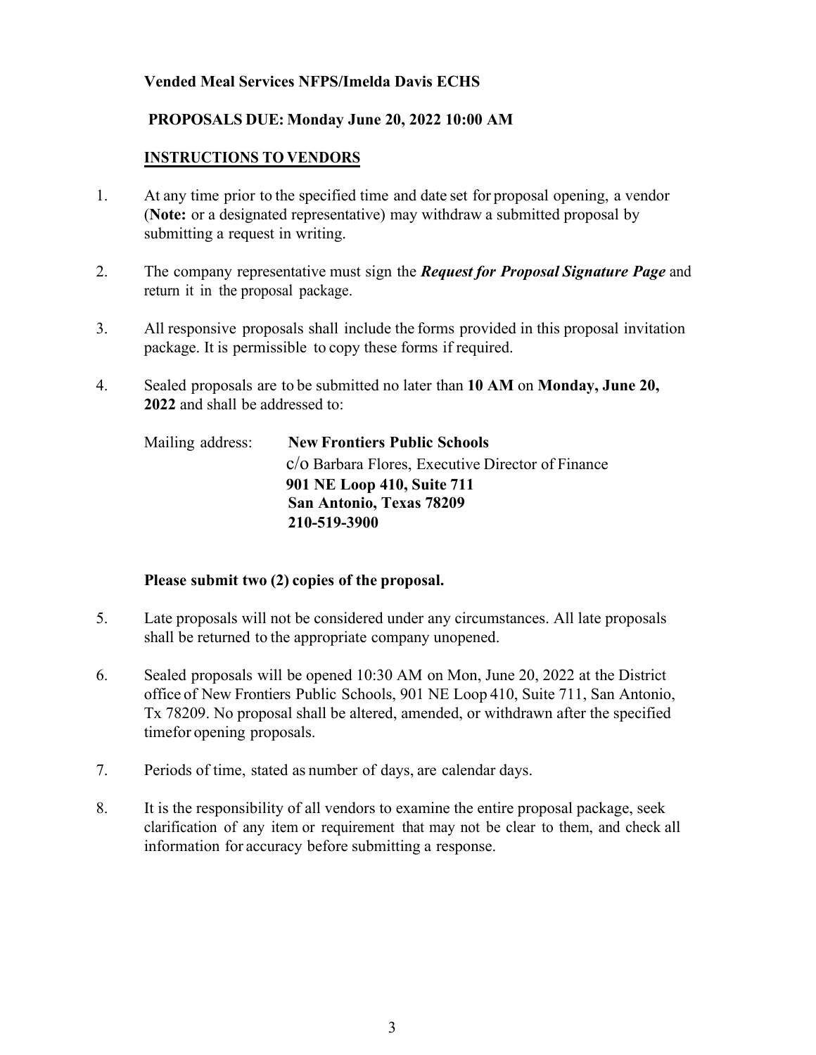**Vended Meal Services NFPS/Imelda Davis ECHS**

**PROPOSALS DUE: Monday June 20, 2022 10:00 AM**

**INSTRUCTIONS TO VENDORS**

1. At any time prior to the specified time and date set for proposal opening, a vendor (**Note:** or a designated representative) may withdraw a submitted proposal by submitting a request in writing.

2. The company representative must sign the ***Request for Proposal Signature Page*** and return it in the proposal package.

3. All responsive proposals shall include the forms provided in this proposal invitation package. It is permissible to copy these forms if required.

4. Sealed proposals are to be submitted no later than **10 AM** on **Monday, June 20, 2022** and shall be addressed to:

   Mailing address: **New Frontiers Public Schools**
   c/o Barbara Flores, Executive Director of Finance
   **901 NE Loop 410, Suite 711**
   **San Antonio, Texas 78209**
   **210-519-3900**

   **Please submit two (2) copies of the proposal.**

5. Late proposals will not be considered under any circumstances. All late proposals shall be returned to the appropriate company unopened.

6. Sealed proposals will be opened 10:30 AM on Mon, June 20, 2022 at the District office of New Frontiers Public Schools, 901 NE Loop 410, Suite 711, San Antonio, Tx 78209. No proposal shall be altered, amended, or withdrawn after the specified timefor opening proposals.

7. Periods of time, stated as number of days, are calendar days.

8. It is the responsibility of all vendors to examine the entire proposal package, seek clarification of any item or requirement that may not be clear to them, and check all information for accuracy before submitting a response.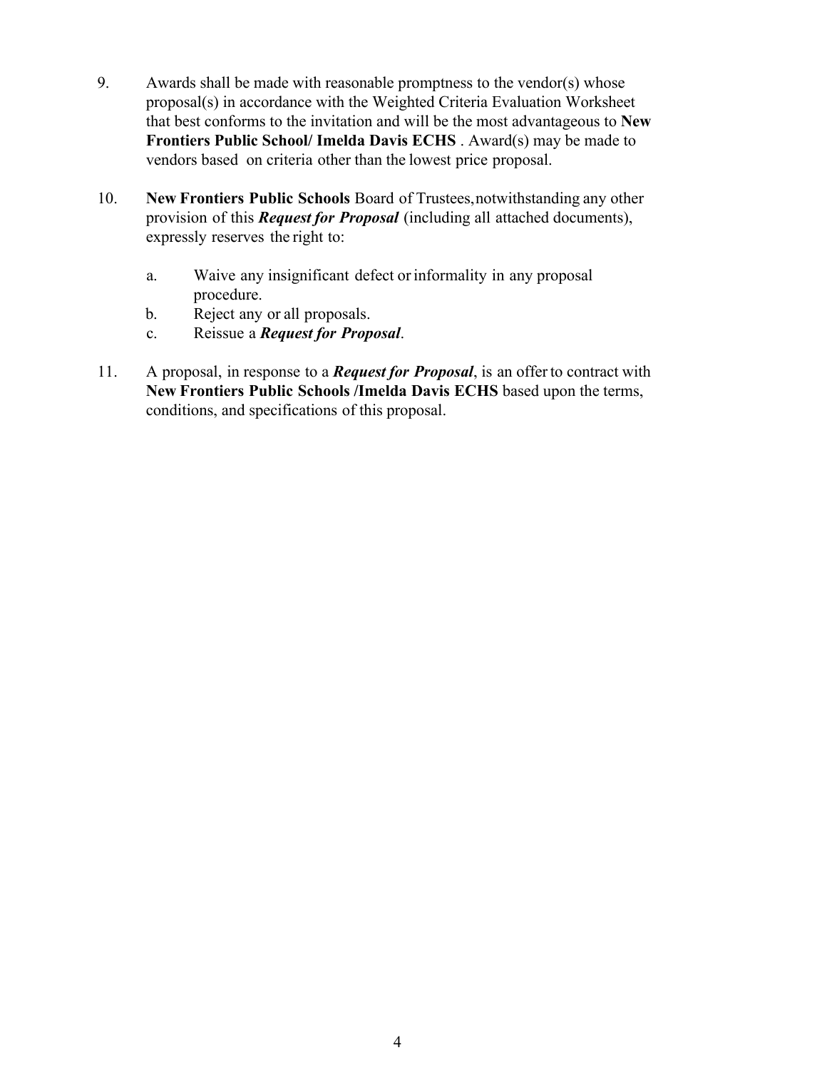9. Awards shall be made with reasonable promptness to the vendor(s) whose proposal(s) in accordance with the Weighted Criteria Evaluation Worksheet that best conforms to the invitation and will be the most advantageous to **New Frontiers Public School/ Imelda Davis ECHS** . Award(s) may be made to vendors based on criteria other than the lowest price proposal.

10. **New Frontiers Public Schools** Board of Trustees, notwithstanding any other provision of this ***Request for Proposal*** (including all attached documents), expressly reserves the right to:

    a. Waive any insignificant defect or informality in any proposal procedure.
    b. Reject any or all proposals.
    c. Reissue a ***Request for Proposal***.

11. A proposal, in response to a ***Request for Proposal***, is an offer to contract with **New Frontiers Public Schools /Imelda Davis ECHS** based upon the terms, conditions, and specifications of this proposal.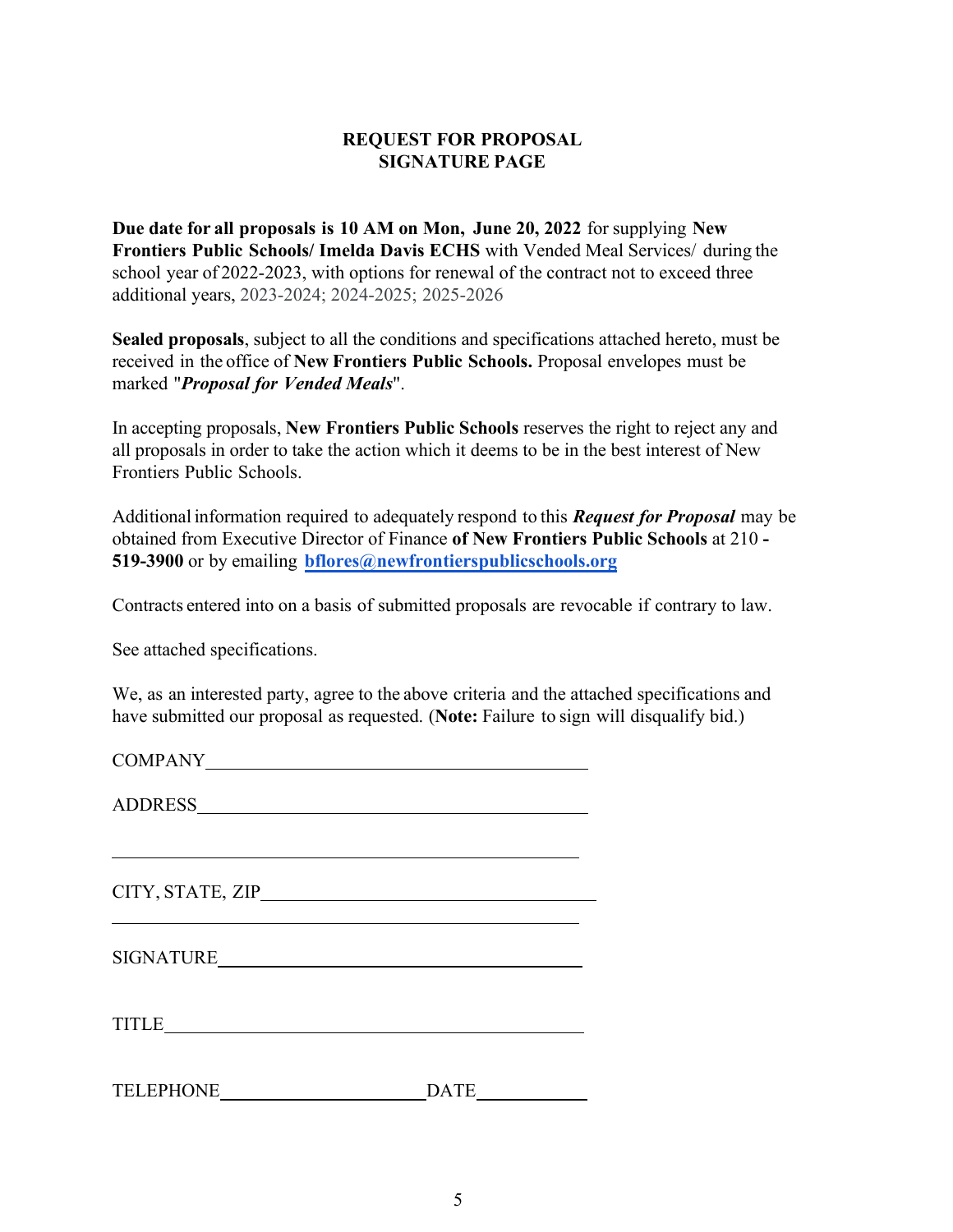# REQUEST FOR PROPOSAL
## SIGNATURE PAGE

**Due date for all proposals is 10 AM on Mon, June 20, 2022** for supplying **New Frontiers Public Schools/ Imelda Davis ECHS** with Vended Meal Services/ during the school year of 2022-2023, with options for renewal of the contract not to exceed three additional years, 2023-2024; 2024-2025; 2025-2026

**Sealed proposals**, subject to all the conditions and specifications attached hereto, must be received in the office of **New Frontiers Public Schools.** Proposal envelopes must be marked "***Proposal for Vended Meals***".

In accepting proposals, **New Frontiers Public Schools** reserves the right to reject any and all proposals in order to take the action which it deems to be in the best interest of New Frontiers Public Schools.

Additional information required to adequately respond to this ***Request for Proposal*** may be obtained from Executive Director of Finance **of New Frontiers Public Schools** at 210 **- 519-3900** or by emailing **bflores@newfrontierspublicschools.org**

Contracts entered into on a basis of submitted proposals are revocable if contrary to law.

See attached specifications.

We, as an interested party, agree to the above criteria and the attached specifications and have submitted our proposal as requested. (**Note:** Failure to sign will disqualify bid.)

COMPANY ______________________________________________

ADDRESS ______________________________________________

______________________________________________

CITY, STATE, ZIP ______________________________________________

______________________________________________

SIGNATURE ______________________________________________

TITLE ______________________________________________

TELEPHONE ________________________ DATE ____________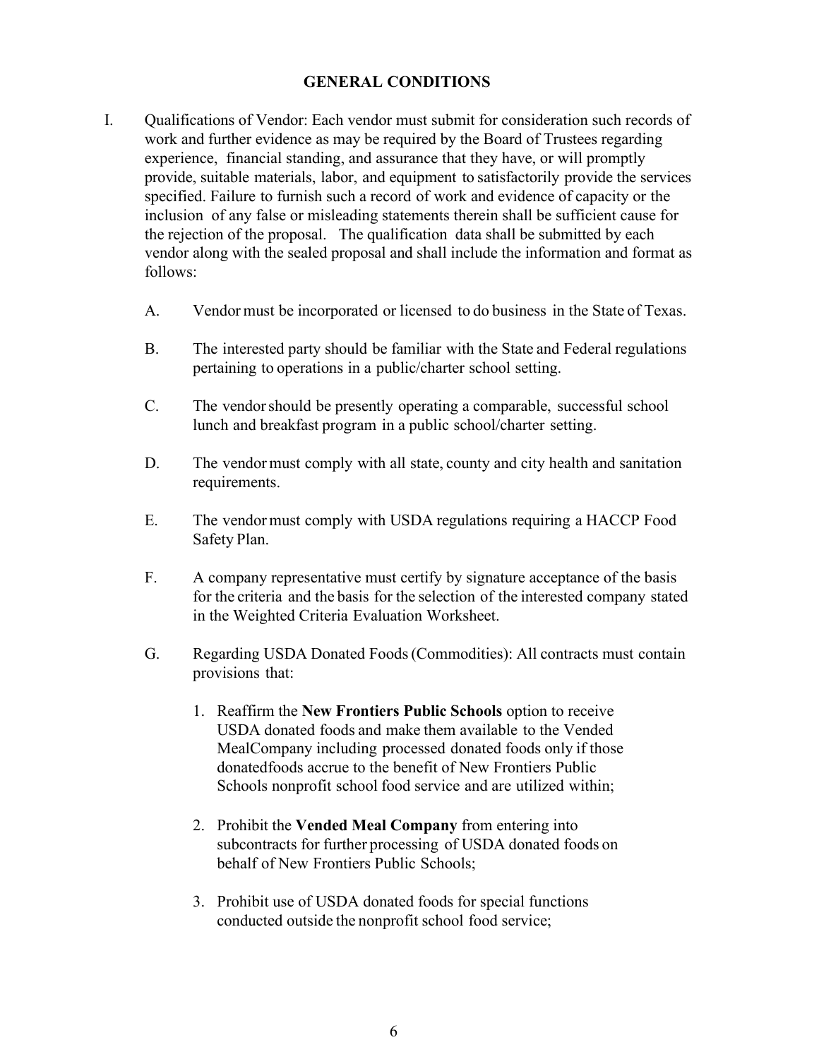## GENERAL CONDITIONS

I. Qualifications of Vendor: Each vendor must submit for consideration such records of work and further evidence as may be required by the Board of Trustees regarding experience, financial standing, and assurance that they have, or will promptly provide, suitable materials, labor, and equipment to satisfactorily provide the services specified. Failure to furnish such a record of work and evidence of capacity or the inclusion of any false or misleading statements therein shall be sufficient cause for the rejection of the proposal. The qualification data shall be submitted by each vendor along with the sealed proposal and shall include the information and format as follows:

   A. Vendor must be incorporated or licensed to do business in the State of Texas.

   B. The interested party should be familiar with the State and Federal regulations pertaining to operations in a public/charter school setting.

   C. The vendor should be presently operating a comparable, successful school lunch and breakfast program in a public school/charter setting.

   D. The vendor must comply with all state, county and city health and sanitation requirements.

   E. The vendor must comply with USDA regulations requiring a HACCP Food Safety Plan.

   F. A company representative must certify by signature acceptance of the basis for the criteria and the basis for the selection of the interested company stated in the Weighted Criteria Evaluation Worksheet.

   G. Regarding USDA Donated Foods (Commodities): All contracts must contain provisions that:

      1. Reaffirm the **New Frontiers Public Schools** option to receive USDA donated foods and make them available to the Vended MealCompany including processed donated foods only if those donatedfoods accrue to the benefit of New Frontiers Public Schools nonprofit school food service and are utilized within;

      2. Prohibit the **Vended Meal Company** from entering into subcontracts for further processing of USDA donated foods on behalf of New Frontiers Public Schools;

      3. Prohibit use of USDA donated foods for special functions conducted outside the nonprofit school food service;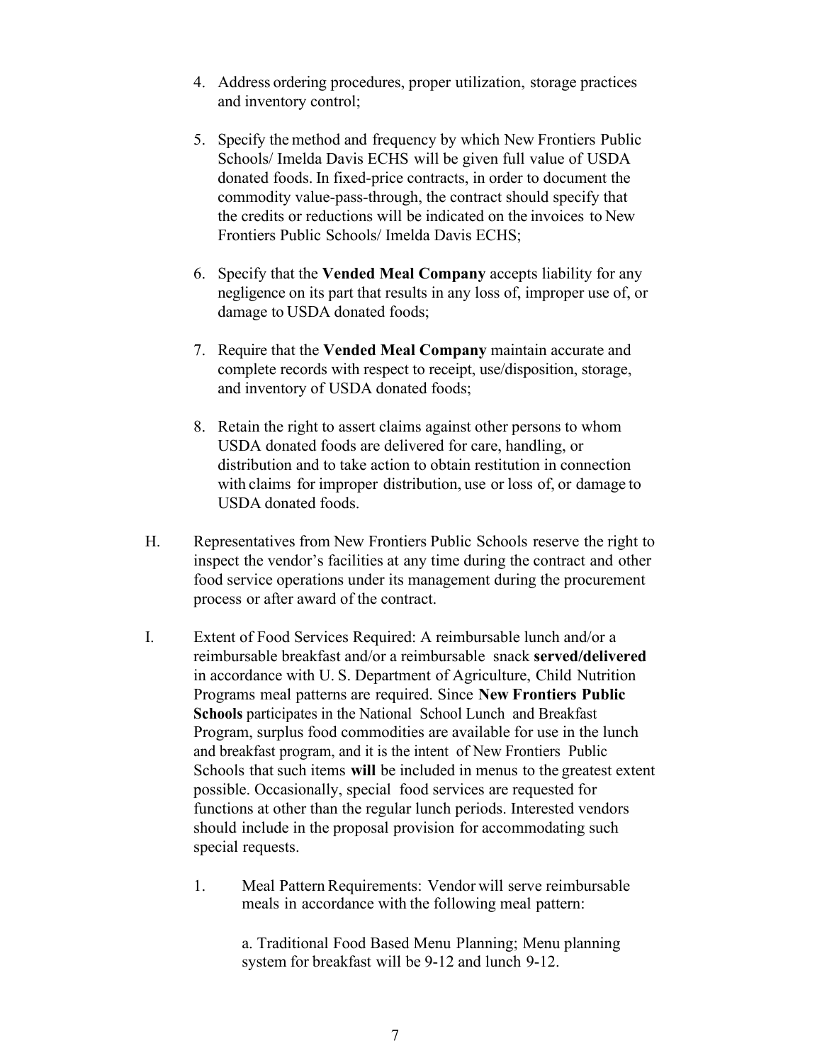4. Address ordering procedures, proper utilization, storage practices and inventory control;

5. Specify the method and frequency by which New Frontiers Public Schools/ Imelda Davis ECHS will be given full value of USDA donated foods. In fixed-price contracts, in order to document the commodity value-pass-through, the contract should specify that the credits or reductions will be indicated on the invoices to New Frontiers Public Schools/ Imelda Davis ECHS;

6. Specify that the **Vended Meal Company** accepts liability for any negligence on its part that results in any loss of, improper use of, or damage to USDA donated foods;

7. Require that the **Vended Meal Company** maintain accurate and complete records with respect to receipt, use/disposition, storage, and inventory of USDA donated foods;

8. Retain the right to assert claims against other persons to whom USDA donated foods are delivered for care, handling, or distribution and to take action to obtain restitution in connection with claims for improper distribution, use or loss of, or damage to USDA donated foods.

H. Representatives from New Frontiers Public Schools reserve the right to inspect the vendor's facilities at any time during the contract and other food service operations under its management during the procurement process or after award of the contract.

I. Extent of Food Services Required: A reimbursable lunch and/or a reimbursable breakfast and/or a reimbursable snack **served/delivered** in accordance with U. S. Department of Agriculture, Child Nutrition Programs meal patterns are required. Since **New Frontiers Public Schools** participates in the National School Lunch and Breakfast Program, surplus food commodities are available for use in the lunch and breakfast program, and it is the intent of New Frontiers Public Schools that such items **will** be included in menus to the greatest extent possible. Occasionally, special food services are requested for functions at other than the regular lunch periods. Interested vendors should include in the proposal provision for accommodating such special requests.

1. Meal Pattern Requirements: Vendor will serve reimbursable meals in accordance with the following meal pattern:

   a. Traditional Food Based Menu Planning; Menu planning system for breakfast will be 9-12 and lunch 9-12.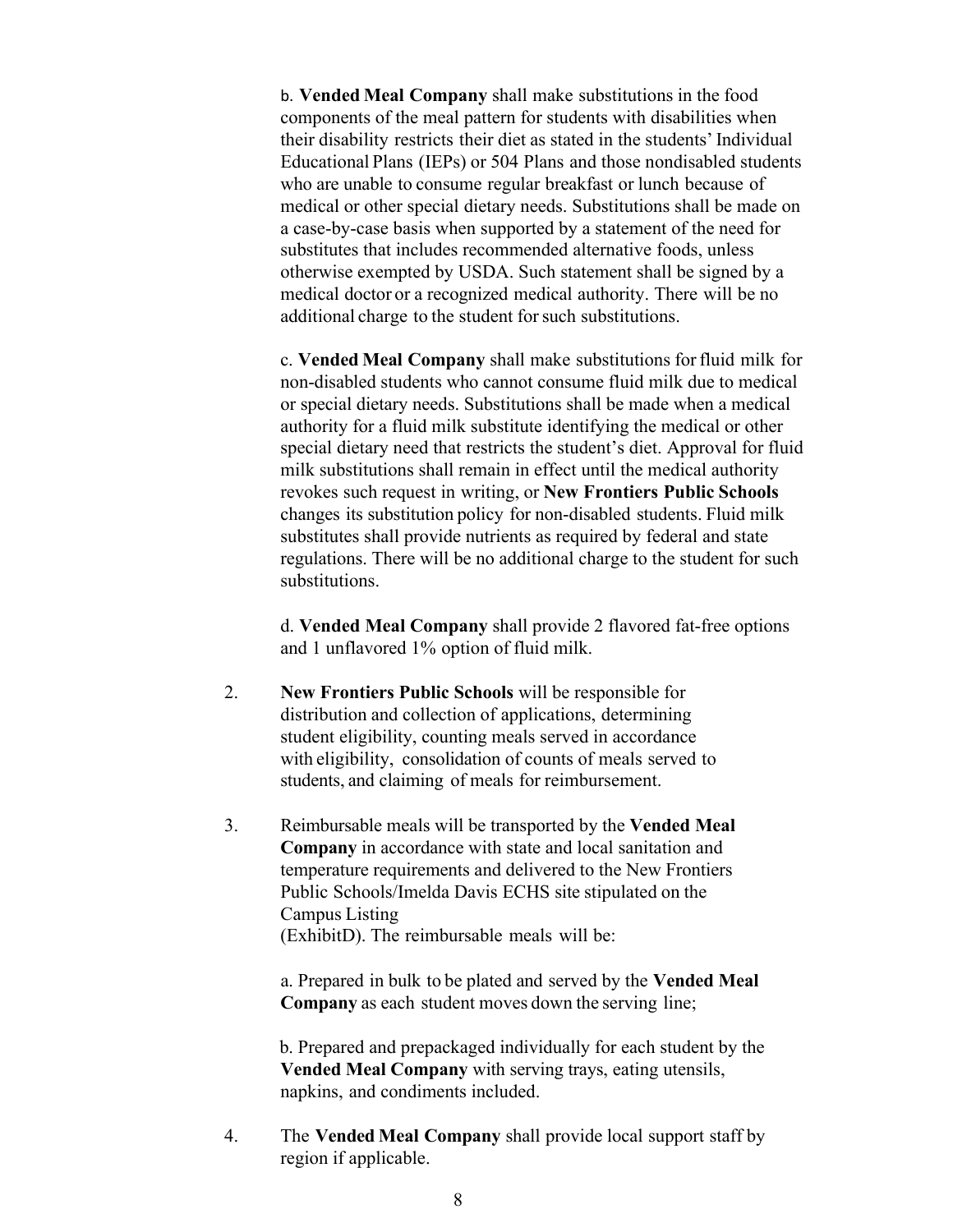b. **Vended Meal Company** shall make substitutions in the food components of the meal pattern for students with disabilities when their disability restricts their diet as stated in the students' Individual Educational Plans (IEPs) or 504 Plans and those nondisabled students who are unable to consume regular breakfast or lunch because of medical or other special dietary needs. Substitutions shall be made on a case-by-case basis when supported by a statement of the need for substitutes that includes recommended alternative foods, unless otherwise exempted by USDA. Such statement shall be signed by a medical doctor or a recognized medical authority. There will be no additional charge to the student for such substitutions.

c. **Vended Meal Company** shall make substitutions for fluid milk for non-disabled students who cannot consume fluid milk due to medical or special dietary needs. Substitutions shall be made when a medical authority for a fluid milk substitute identifying the medical or other special dietary need that restricts the student's diet. Approval for fluid milk substitutions shall remain in effect until the medical authority revokes such request in writing, or **New Frontiers Public Schools** changes its substitution policy for non-disabled students. Fluid milk substitutes shall provide nutrients as required by federal and state regulations. There will be no additional charge to the student for such substitutions.

d. **Vended Meal Company** shall provide 2 flavored fat-free options and 1 unflavored 1% option of fluid milk.

2. **New Frontiers Public Schools** will be responsible for distribution and collection of applications, determining student eligibility, counting meals served in accordance with eligibility, consolidation of counts of meals served to students, and claiming of meals for reimbursement.

3. Reimbursable meals will be transported by the **Vended Meal Company** in accordance with state and local sanitation and temperature requirements and delivered to the New Frontiers Public Schools/Imelda Davis ECHS site stipulated on the Campus Listing (ExhibitD). The reimbursable meals will be:

   a. Prepared in bulk to be plated and served by the **Vended Meal Company** as each student moves down the serving line;

   b. Prepared and prepackaged individually for each student by the **Vended Meal Company** with serving trays, eating utensils, napkins, and condiments included.

4. The **Vended Meal Company** shall provide local support staff by region if applicable.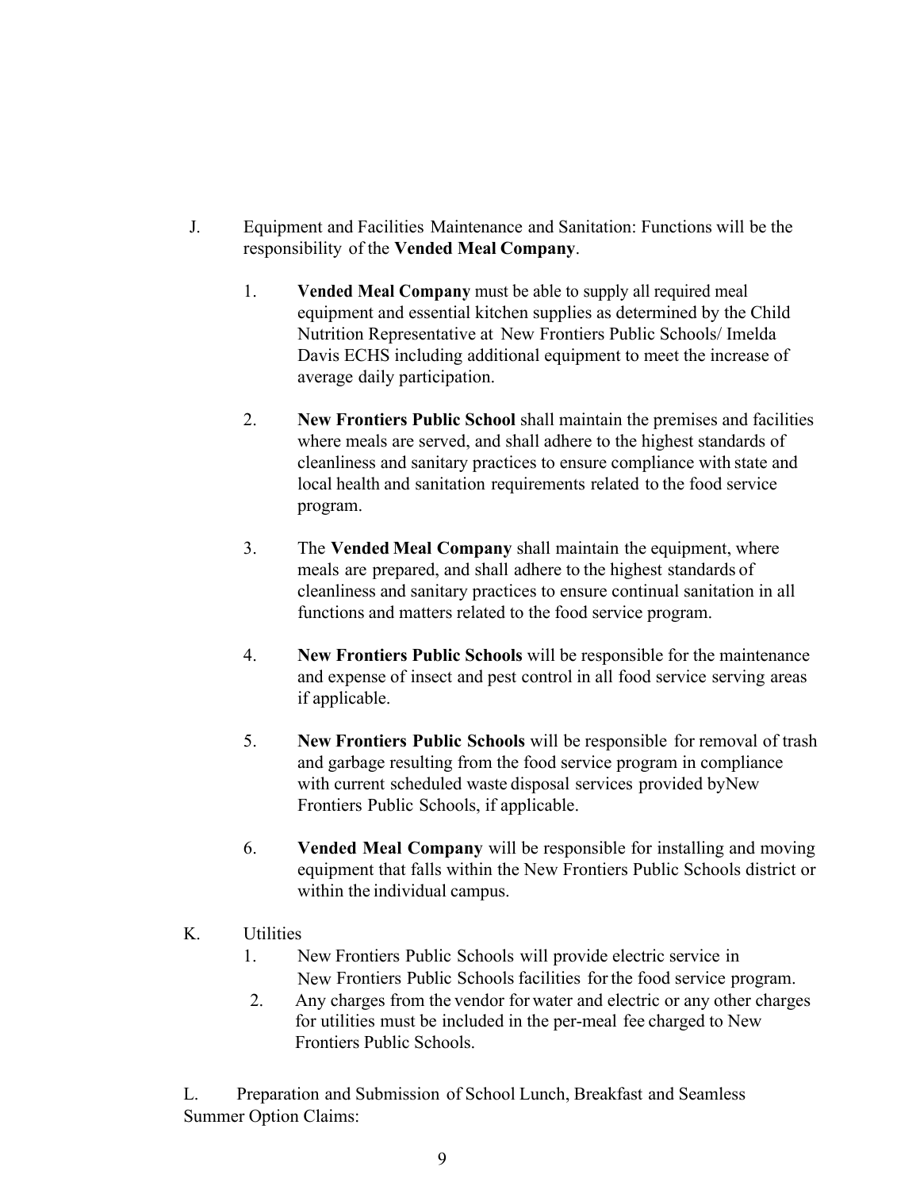J. Equipment and Facilities Maintenance and Sanitation: Functions will be the responsibility of the **Vended Meal Company**.

1. **Vended Meal Company** must be able to supply all required meal equipment and essential kitchen supplies as determined by the Child Nutrition Representative at New Frontiers Public Schools/ Imelda Davis ECHS including additional equipment to meet the increase of average daily participation.

2. **New Frontiers Public School** shall maintain the premises and facilities where meals are served, and shall adhere to the highest standards of cleanliness and sanitary practices to ensure compliance with state and local health and sanitation requirements related to the food service program.

3. The **Vended Meal Company** shall maintain the equipment, where meals are prepared, and shall adhere to the highest standards of cleanliness and sanitary practices to ensure continual sanitation in all functions and matters related to the food service program.

4. **New Frontiers Public Schools** will be responsible for the maintenance and expense of insect and pest control in all food service serving areas if applicable.

5. **New Frontiers Public Schools** will be responsible for removal of trash and garbage resulting from the food service program in compliance with current scheduled waste disposal services provided byNew Frontiers Public Schools, if applicable.

6. **Vended Meal Company** will be responsible for installing and moving equipment that falls within the New Frontiers Public Schools district or within the individual campus.

K. Utilities

1. New Frontiers Public Schools will provide electric service in New Frontiers Public Schools facilities for the food service program.
2. Any charges from the vendor for water and electric or any other charges for utilities must be included in the per-meal fee charged to New Frontiers Public Schools.

L. Preparation and Submission of School Lunch, Breakfast and Seamless Summer Option Claims: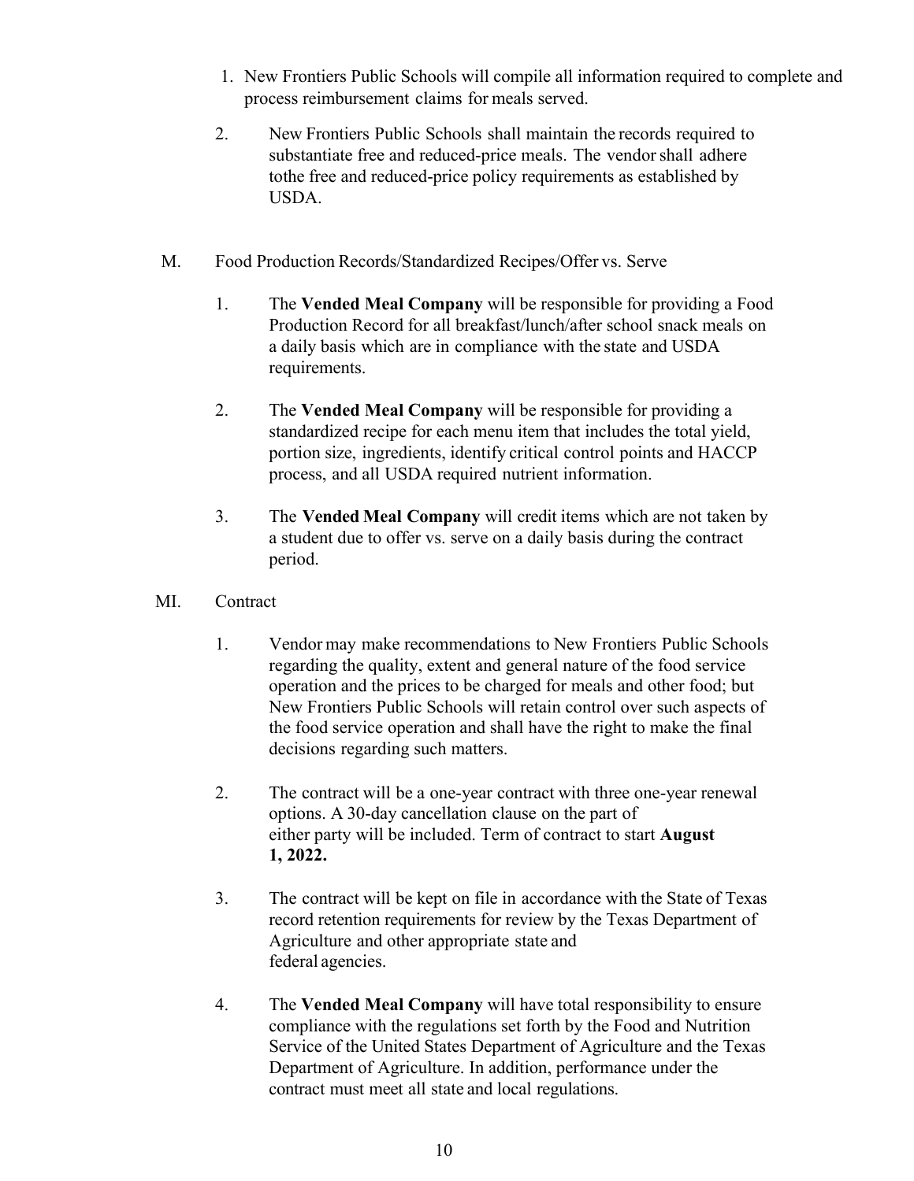1. New Frontiers Public Schools will compile all information required to complete and process reimbursement claims for meals served.

2. New Frontiers Public Schools shall maintain the records required to substantiate free and reduced-price meals. The vendor shall adhere tothe free and reduced-price policy requirements as established by USDA.

M. Food Production Records/Standardized Recipes/Offer vs. Serve

1. The **Vended Meal Company** will be responsible for providing a Food Production Record for all breakfast/lunch/after school snack meals on a daily basis which are in compliance with the state and USDA requirements.

2. The **Vended Meal Company** will be responsible for providing a standardized recipe for each menu item that includes the total yield, portion size, ingredients, identify critical control points and HACCP process, and all USDA required nutrient information.

3. The **Vended Meal Company** will credit items which are not taken by a student due to offer vs. serve on a daily basis during the contract period.

MI. Contract

1. Vendor may make recommendations to New Frontiers Public Schools regarding the quality, extent and general nature of the food service operation and the prices to be charged for meals and other food; but New Frontiers Public Schools will retain control over such aspects of the food service operation and shall have the right to make the final decisions regarding such matters.

2. The contract will be a one-year contract with three one-year renewal options. A 30-day cancellation clause on the part of either party will be included. Term of contract to start **August 1, 2022.**

3. The contract will be kept on file in accordance with the State of Texas record retention requirements for review by the Texas Department of Agriculture and other appropriate state and federal agencies.

4. The **Vended Meal Company** will have total responsibility to ensure compliance with the regulations set forth by the Food and Nutrition Service of the United States Department of Agriculture and the Texas Department of Agriculture. In addition, performance under the contract must meet all state and local regulations.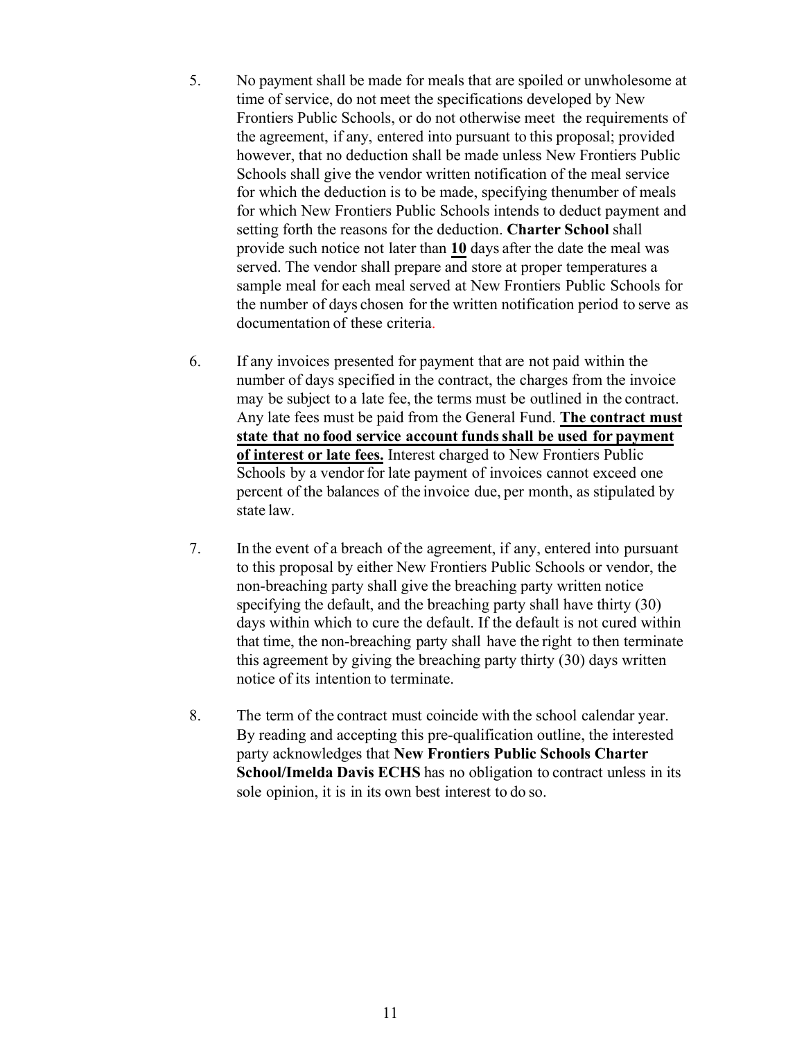5. No payment shall be made for meals that are spoiled or unwholesome at time of service, do not meet the specifications developed by New Frontiers Public Schools, or do not otherwise meet the requirements of the agreement, if any, entered into pursuant to this proposal; provided however, that no deduction shall be made unless New Frontiers Public Schools shall give the vendor written notification of the meal service for which the deduction is to be made, specifying thenumber of meals for which New Frontiers Public Schools intends to deduct payment and setting forth the reasons for the deduction. **Charter School** shall provide such notice not later than **<u>10</u>** days after the date the meal was served. The vendor shall prepare and store at proper temperatures a sample meal for each meal served at New Frontiers Public Schools for the number of days chosen for the written notification period to serve as documentation of these criteria.

6. If any invoices presented for payment that are not paid within the number of days specified in the contract, the charges from the invoice may be subject to a late fee, the terms must be outlined in the contract. Any late fees must be paid from the General Fund. **<u>The contract must state that no food service account funds shall be used for payment of interest or late fees.</u>** Interest charged to New Frontiers Public Schools by a vendor for late payment of invoices cannot exceed one percent of the balances of the invoice due, per month, as stipulated by state law.

7. In the event of a breach of the agreement, if any, entered into pursuant to this proposal by either New Frontiers Public Schools or vendor, the non-breaching party shall give the breaching party written notice specifying the default, and the breaching party shall have thirty (30) days within which to cure the default. If the default is not cured within that time, the non-breaching party shall have the right to then terminate this agreement by giving the breaching party thirty (30) days written notice of its intention to terminate.

8. The term of the contract must coincide with the school calendar year. By reading and accepting this pre-qualification outline, the interested party acknowledges that **New Frontiers Public Schools Charter School/Imelda Davis ECHS** has no obligation to contract unless in its sole opinion, it is in its own best interest to do so.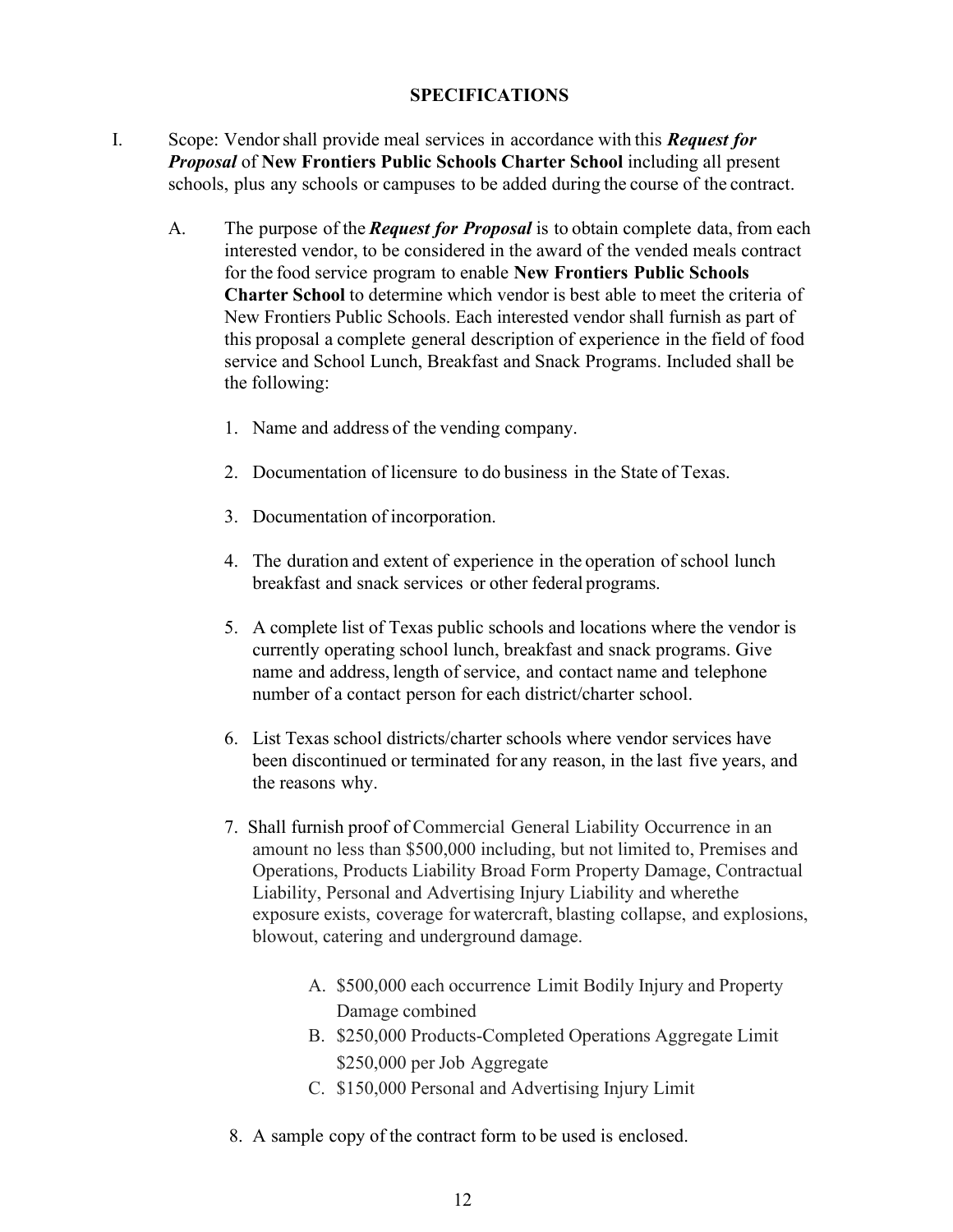# SPECIFICATIONS

I. Scope: Vendor shall provide meal services in accordance with this ***Request for Proposal*** of **New Frontiers Public Schools Charter School** including all present schools, plus any schools or campuses to be added during the course of the contract.

A. The purpose of the ***Request for Proposal*** is to obtain complete data, from each interested vendor, to be considered in the award of the vended meals contract for the food service program to enable **New Frontiers Public Schools Charter School** to determine which vendor is best able to meet the criteria of New Frontiers Public Schools. Each interested vendor shall furnish as part of this proposal a complete general description of experience in the field of food service and School Lunch, Breakfast and Snack Programs. Included shall be the following:

1. Name and address of the vending company.
2. Documentation of licensure to do business in the State of Texas.
3. Documentation of incorporation.
4. The duration and extent of experience in the operation of school lunch breakfast and snack services or other federal programs.
5. A complete list of Texas public schools and locations where the vendor is currently operating school lunch, breakfast and snack programs. Give name and address, length of service, and contact name and telephone number of a contact person for each district/charter school.
6. List Texas school districts/charter schools where vendor services have been discontinued or terminated for any reason, in the last five years, and the reasons why.
7. Shall furnish proof of Commercial General Liability Occurrence in an amount no less than $500,000 including, but not limited to, Premises and Operations, Products Liability Broad Form Property Damage, Contractual Liability, Personal and Advertising Injury Liability and wherethe exposure exists, coverage for watercraft, blasting collapse, and explosions, blowout, catering and underground damage.
    A. $500,000 each occurrence Limit Bodily Injury and Property Damage combined
    B. $250,000 Products-Completed Operations Aggregate Limit $250,000 per Job Aggregate
    C. $150,000 Personal and Advertising Injury Limit
8. A sample copy of the contract form to be used is enclosed.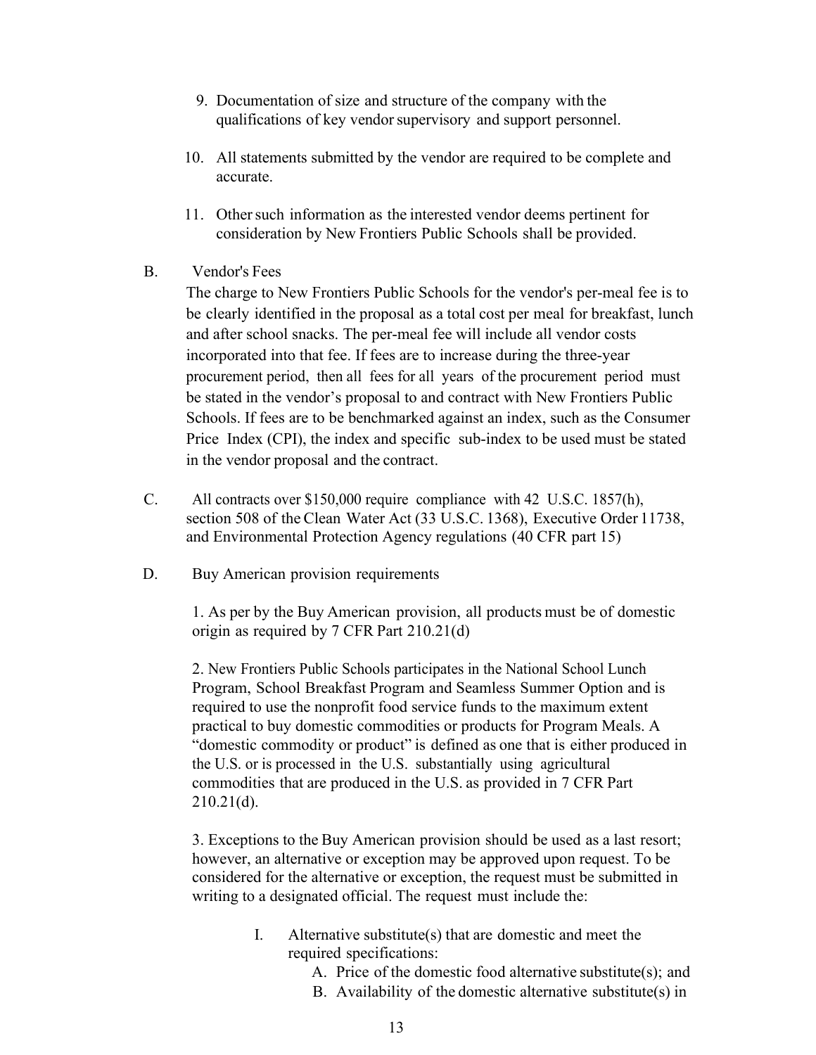9. Documentation of size and structure of the company with the qualifications of key vendor supervisory and support personnel.

10. All statements submitted by the vendor are required to be complete and accurate.

11. Other such information as the interested vendor deems pertinent for consideration by New Frontiers Public Schools shall be provided.

B. Vendor's Fees

The charge to New Frontiers Public Schools for the vendor's per-meal fee is to be clearly identified in the proposal as a total cost per meal for breakfast, lunch and after school snacks. The per-meal fee will include all vendor costs incorporated into that fee. If fees are to increase during the three-year procurement period, then all fees for all years of the procurement period must be stated in the vendor's proposal to and contract with New Frontiers Public Schools. If fees are to be benchmarked against an index, such as the Consumer Price Index (CPI), the index and specific sub-index to be used must be stated in the vendor proposal and the contract.

C. All contracts over $150,000 require compliance with 42 U.S.C. 1857(h), section 508 of the Clean Water Act (33 U.S.C. 1368), Executive Order 11738, and Environmental Protection Agency regulations (40 CFR part 15)

D. Buy American provision requirements

1. As per by the Buy American provision, all products must be of domestic origin as required by 7 CFR Part 210.21(d)

2. New Frontiers Public Schools participates in the National School Lunch Program, School Breakfast Program and Seamless Summer Option and is required to use the nonprofit food service funds to the maximum extent practical to buy domestic commodities or products for Program Meals. A "domestic commodity or product" is defined as one that is either produced in the U.S. or is processed in the U.S. substantially using agricultural commodities that are produced in the U.S. as provided in 7 CFR Part 210.21(d).

3. Exceptions to the Buy American provision should be used as a last resort; however, an alternative or exception may be approved upon request. To be considered for the alternative or exception, the request must be submitted in writing to a designated official. The request must include the:

   I. Alternative substitute(s) that are domestic and meet the required specifications:
      A. Price of the domestic food alternative substitute(s); and
      B. Availability of the domestic alternative substitute(s) in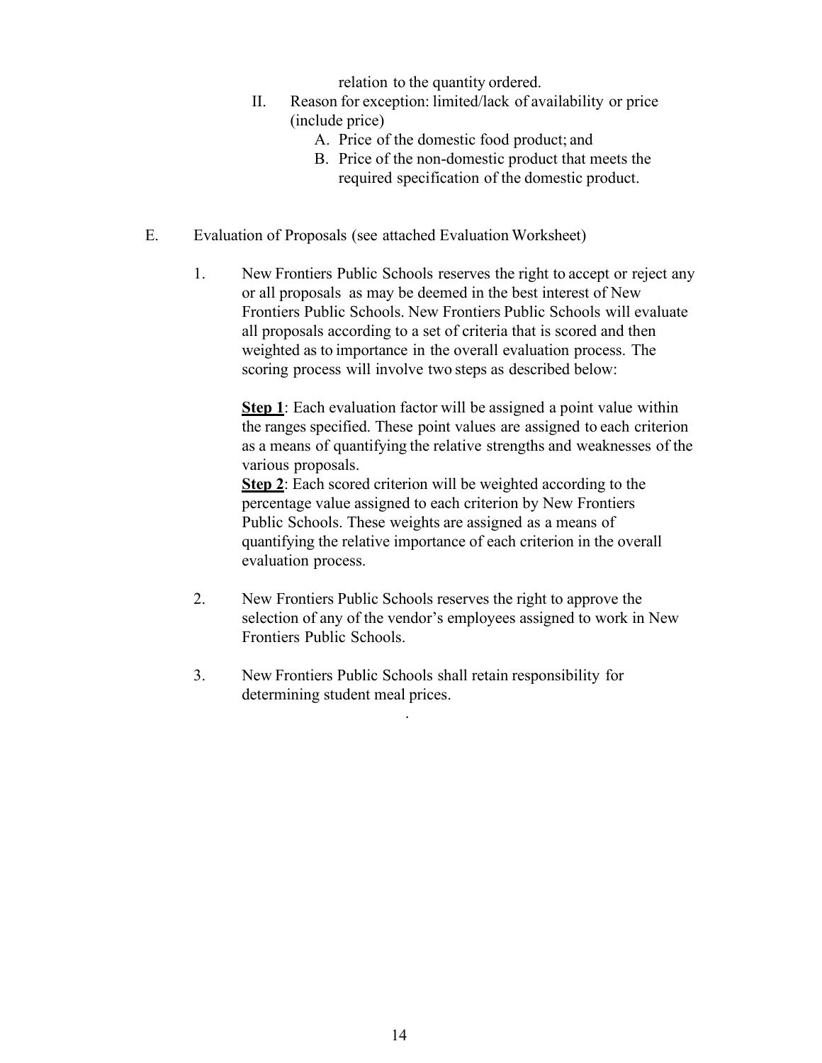relation to the quantity ordered.

II. Reason for exception: limited/lack of availability or price (include price)
   A. Price of the domestic food product; and
   B. Price of the non-domestic product that meets the required specification of the domestic product.

E. Evaluation of Proposals (see attached Evaluation Worksheet)

1. New Frontiers Public Schools reserves the right to accept or reject any or all proposals as may be deemed in the best interest of New Frontiers Public Schools. New Frontiers Public Schools will evaluate all proposals according to a set of criteria that is scored and then weighted as to importance in the overall evaluation process. The scoring process will involve two steps as described below:

   **Step 1**: Each evaluation factor will be assigned a point value within the ranges specified. These point values are assigned to each criterion as a means of quantifying the relative strengths and weaknesses of the various proposals.
   **Step 2**: Each scored criterion will be weighted according to the percentage value assigned to each criterion by New Frontiers Public Schools. These weights are assigned as a means of quantifying the relative importance of each criterion in the overall evaluation process.

2. New Frontiers Public Schools reserves the right to approve the selection of any of the vendor's employees assigned to work in New Frontiers Public Schools.

3. New Frontiers Public Schools shall retain responsibility for determining student meal prices.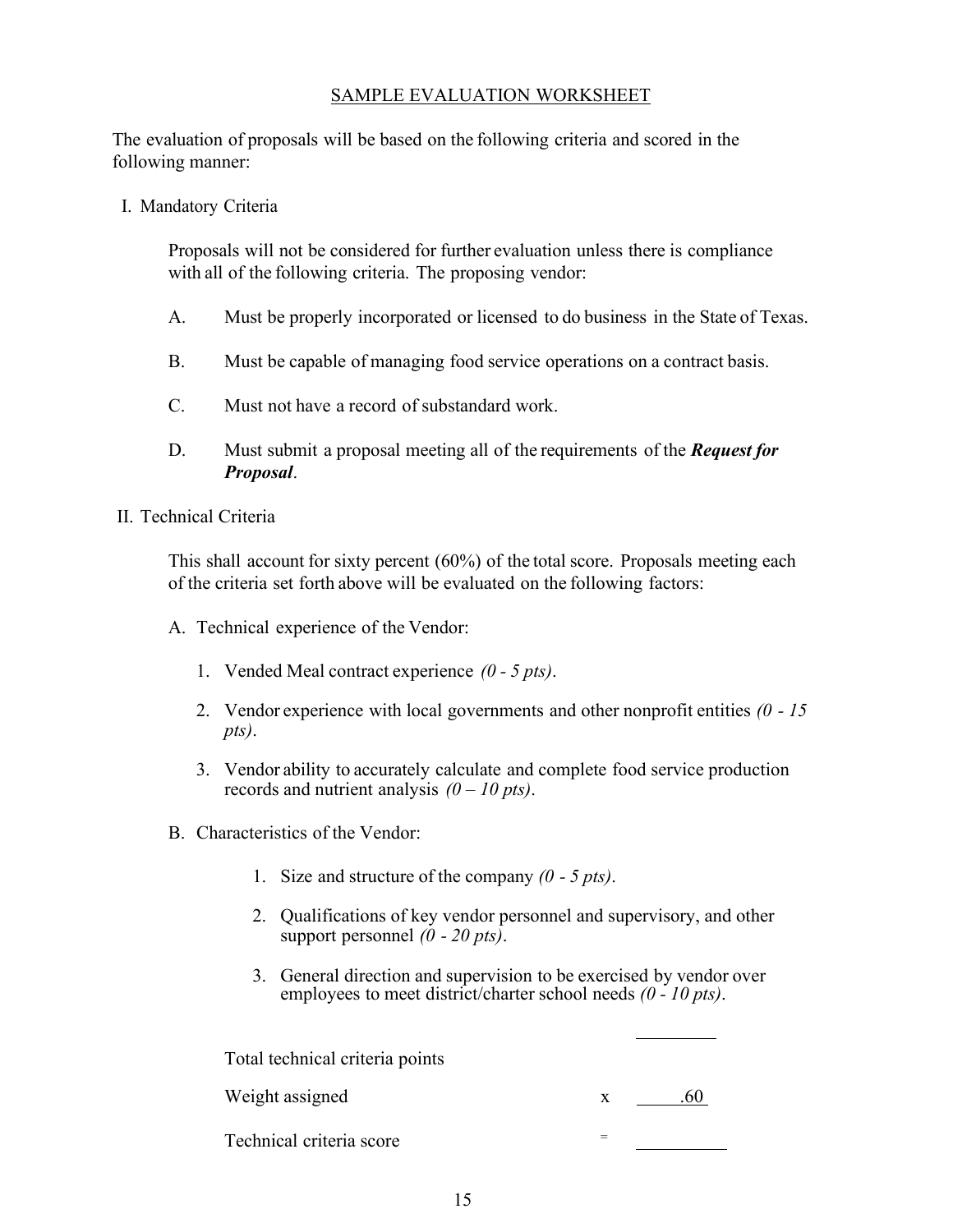## SAMPLE EVALUATION WORKSHEET

The evaluation of proposals will be based on the following criteria and scored in the following manner:

I. Mandatory Criteria

Proposals will not be considered for further evaluation unless there is compliance with all of the following criteria. The proposing vendor:

A. Must be properly incorporated or licensed to do business in the State of Texas.

B. Must be capable of managing food service operations on a contract basis.

C. Must not have a record of substandard work.

D. Must submit a proposal meeting all of the requirements of the ***Request for Proposal***.

II. Technical Criteria

This shall account for sixty percent (60%) of the total score. Proposals meeting each of the criteria set forth above will be evaluated on the following factors:

A. Technical experience of the Vendor:

1. Vended Meal contract experience *(0 - 5 pts)*.
2. Vendor experience with local governments and other nonprofit entities *(0 - 15 pts)*.
3. Vendor ability to accurately calculate and complete food service production records and nutrient analysis *(0 – 10 pts)*.

B. Characteristics of the Vendor:

1. Size and structure of the company *(0 - 5 pts)*.
2. Qualifications of key vendor personnel and supervisory, and other support personnel *(0 - 20 pts)*.
3. General direction and supervision to be exercised by vendor over employees to meet district/charter school needs *(0 - 10 pts)*.

| | | |
|---|---|---|
| Total technical criteria points | | ________ |
| Weight assigned | x | .60 |
| Technical criteria score | = | ________ |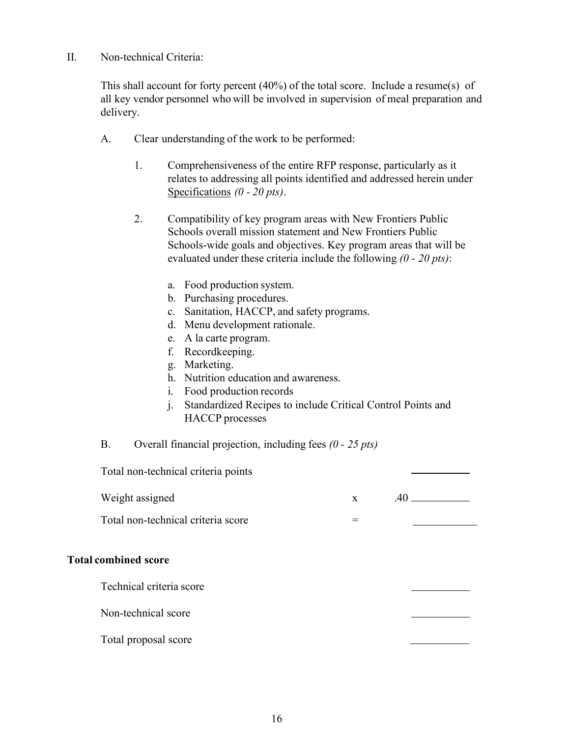II. Non-technical Criteria:

This shall account for forty percent (40%) of the total score. Include a resume(s) of all key vendor personnel who will be involved in supervision of meal preparation and delivery.

A. Clear understanding of the work to be performed:

1. Comprehensiveness of the entire RFP response, particularly as it relates to addressing all points identified and addressed herein under <u>Specifications</u> *(0 - 20 pts)*.

2. Compatibility of key program areas with New Frontiers Public Schools overall mission statement and New Frontiers Public Schools-wide goals and objectives. Key program areas that will be evaluated under these criteria include the following *(0 - 20 pts)*:

   a. Food production system.
   b. Purchasing procedures.
   c. Sanitation, HACCP, and safety programs.
   d. Menu development rationale.
   e. A la carte program.
   f. Recordkeeping.
   g. Marketing.
   h. Nutrition education and awareness.
   i. Food production records
   j. Standardized Recipes to include Critical Control Points and HACCP processes

B. Overall financial projection, including fees *(0 - 25 pts)*

| | | |
|---|---|---|
| Total non-technical criteria points | | ____________ |
| Weight assigned | x | .40 ____________ |
| Total non-technical criteria score | = | ____________ |

**Total combined score**

| | |
|---|---|
| Technical criteria score | ____________ |
| Non-technical score | ____________ |
| Total proposal score | ____________ |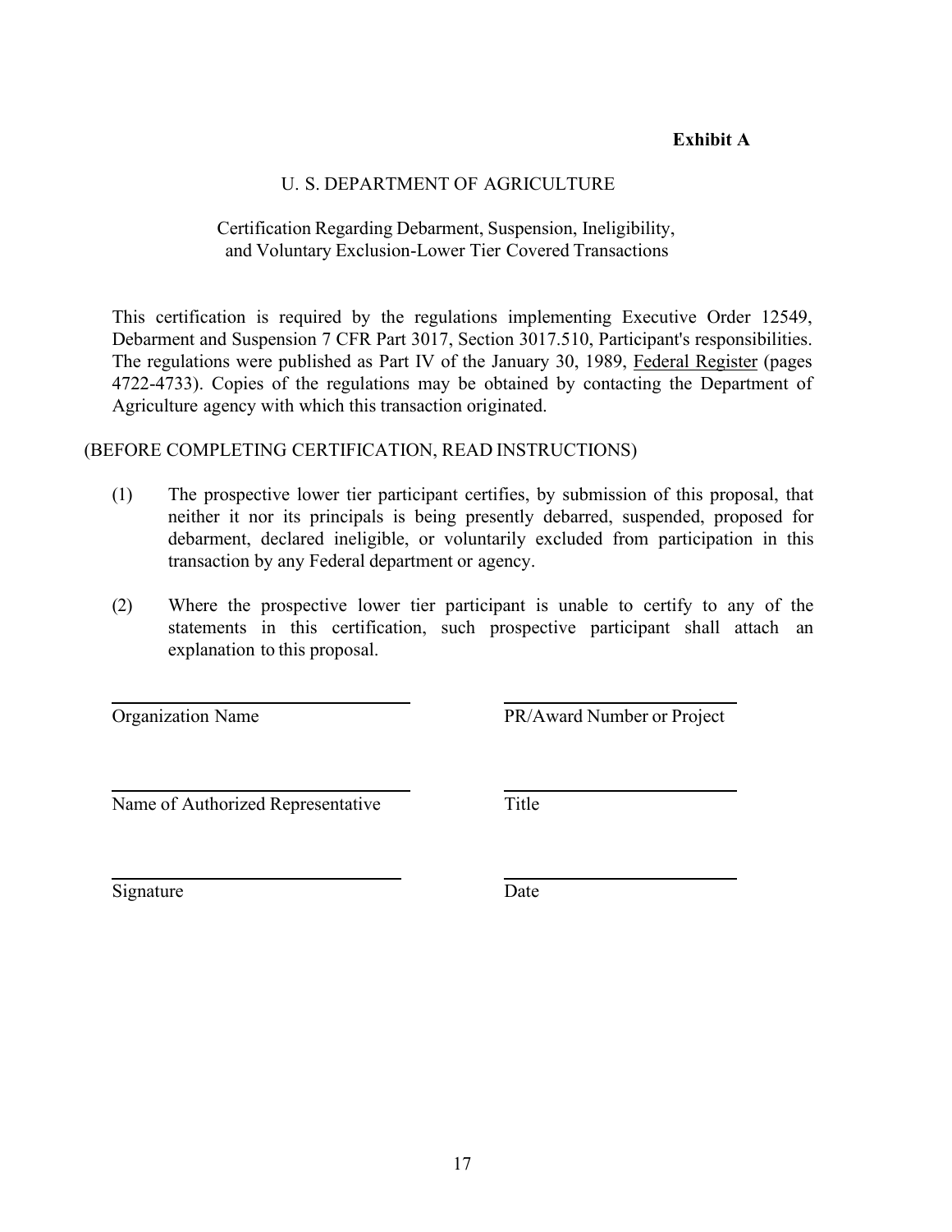**Exhibit A**

U. S. DEPARTMENT OF AGRICULTURE

Certification Regarding Debarment, Suspension, Ineligibility, and Voluntary Exclusion-Lower Tier Covered Transactions

This certification is required by the regulations implementing Executive Order 12549, Debarment and Suspension 7 CFR Part 3017, Section 3017.510, Participant's responsibilities. The regulations were published as Part IV of the January 30, 1989, Federal Register (pages 4722-4733). Copies of the regulations may be obtained by contacting the Department of Agriculture agency with which this transaction originated.

(BEFORE COMPLETING CERTIFICATION, READ INSTRUCTIONS)

(1) The prospective lower tier participant certifies, by submission of this proposal, that neither it nor its principals is being presently debarred, suspended, proposed for debarment, declared ineligible, or voluntarily excluded from participation in this transaction by any Federal department or agency.

(2) Where the prospective lower tier participant is unable to certify to any of the statements in this certification, such prospective participant shall attach an explanation to this proposal.

| | |
|---|---|
| ______________________________ | ______________________________ |
| Organization Name | PR/Award Number or Project |
| ______________________________ | ______________________________ |
| Name of Authorized Representative | Title |
| ______________________________ | ______________________________ |
| Signature | Date |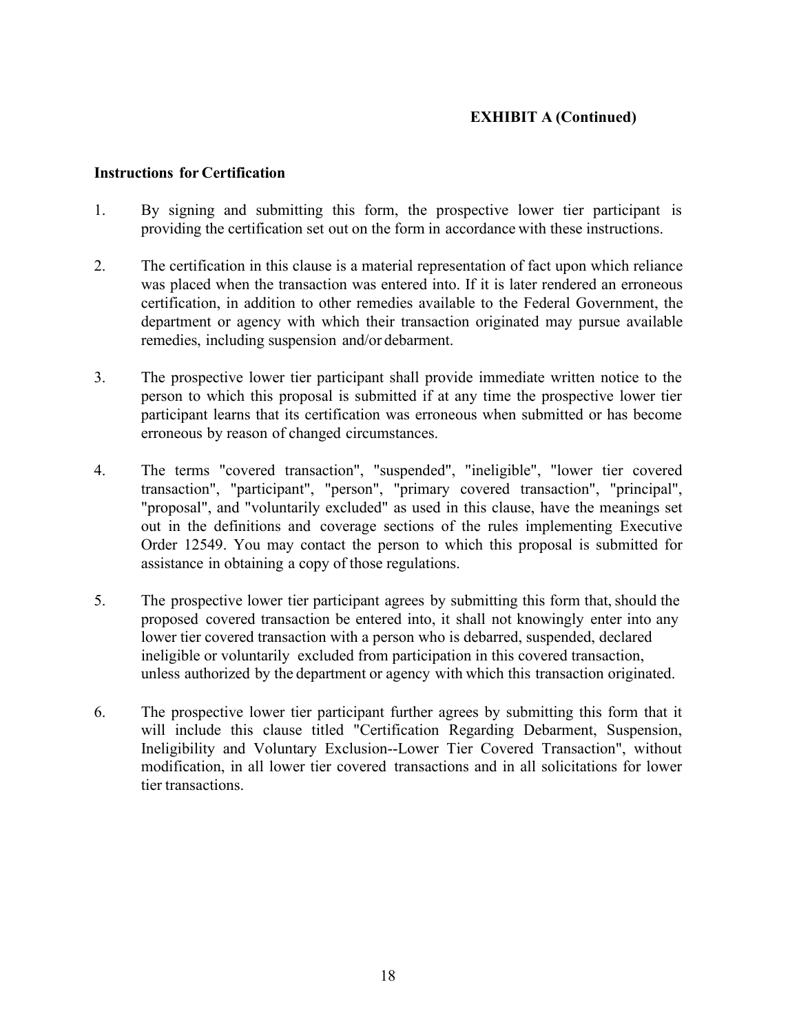**EXHIBIT A (Continued)**

**Instructions for Certification**

1. By signing and submitting this form, the prospective lower tier participant is providing the certification set out on the form in accordance with these instructions.

2. The certification in this clause is a material representation of fact upon which reliance was placed when the transaction was entered into. If it is later rendered an erroneous certification, in addition to other remedies available to the Federal Government, the department or agency with which their transaction originated may pursue available remedies, including suspension and/or debarment.

3. The prospective lower tier participant shall provide immediate written notice to the person to which this proposal is submitted if at any time the prospective lower tier participant learns that its certification was erroneous when submitted or has become erroneous by reason of changed circumstances.

4. The terms "covered transaction", "suspended", "ineligible", "lower tier covered transaction", "participant", "person", "primary covered transaction", "principal", "proposal", and "voluntarily excluded" as used in this clause, have the meanings set out in the definitions and coverage sections of the rules implementing Executive Order 12549. You may contact the person to which this proposal is submitted for assistance in obtaining a copy of those regulations.

5. The prospective lower tier participant agrees by submitting this form that, should the proposed covered transaction be entered into, it shall not knowingly enter into any lower tier covered transaction with a person who is debarred, suspended, declared ineligible or voluntarily excluded from participation in this covered transaction, unless authorized by the department or agency with which this transaction originated.

6. The prospective lower tier participant further agrees by submitting this form that it will include this clause titled "Certification Regarding Debarment, Suspension, Ineligibility and Voluntary Exclusion--Lower Tier Covered Transaction", without modification, in all lower tier covered transactions and in all solicitations for lower tier transactions.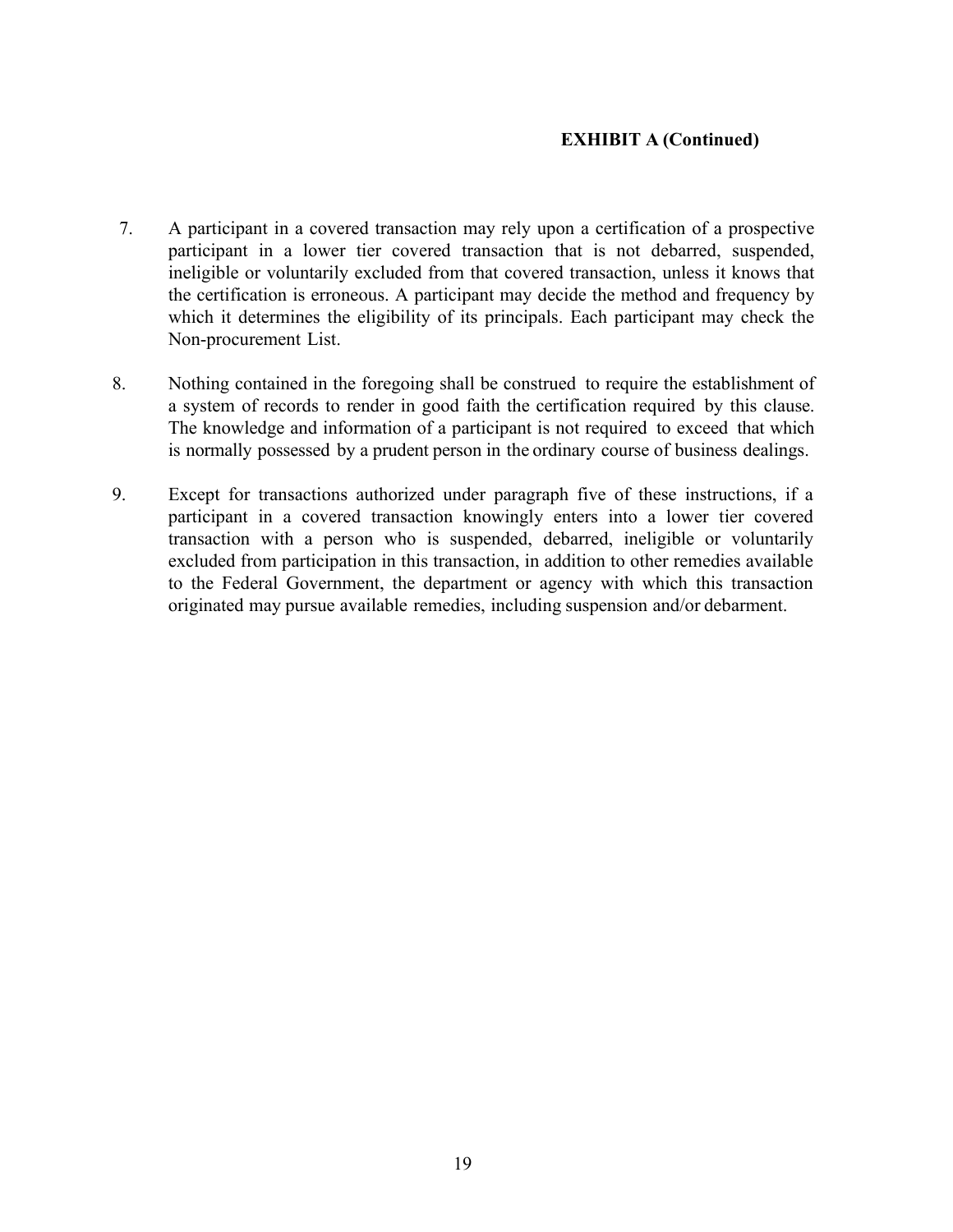**EXHIBIT A (Continued)**

7. A participant in a covered transaction may rely upon a certification of a prospective participant in a lower tier covered transaction that is not debarred, suspended, ineligible or voluntarily excluded from that covered transaction, unless it knows that the certification is erroneous. A participant may decide the method and frequency by which it determines the eligibility of its principals. Each participant may check the Non-procurement List.

8. Nothing contained in the foregoing shall be construed to require the establishment of a system of records to render in good faith the certification required by this clause. The knowledge and information of a participant is not required to exceed that which is normally possessed by a prudent person in the ordinary course of business dealings.

9. Except for transactions authorized under paragraph five of these instructions, if a participant in a covered transaction knowingly enters into a lower tier covered transaction with a person who is suspended, debarred, ineligible or voluntarily excluded from participation in this transaction, in addition to other remedies available to the Federal Government, the department or agency with which this transaction originated may pursue available remedies, including suspension and/or debarment.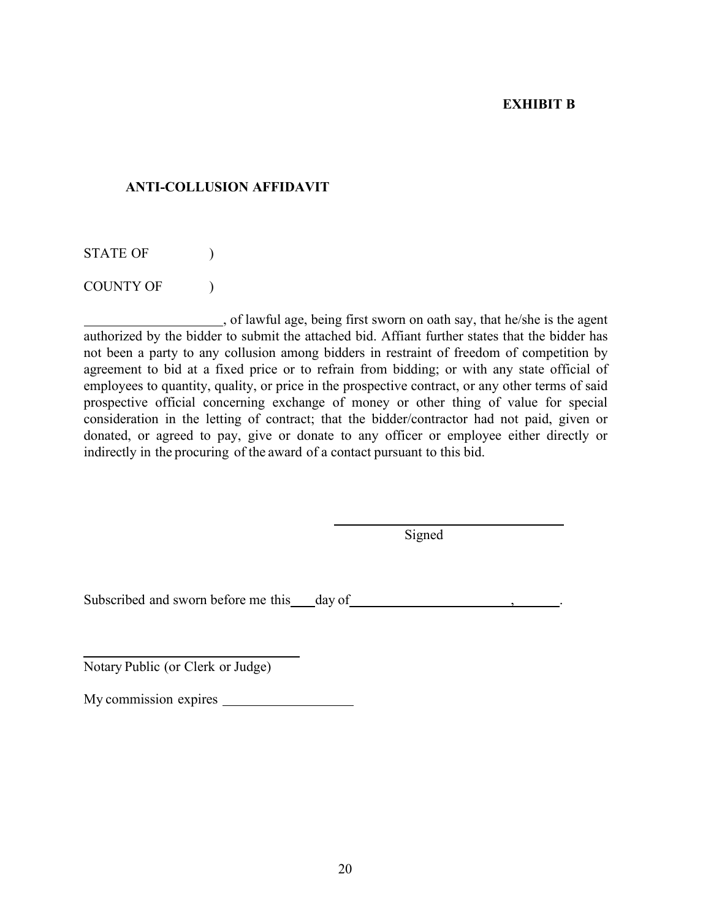**EXHIBIT B**

**ANTI-COLLUSION AFFIDAVIT**

STATE OF )

COUNTY OF )

____________________, of lawful age, being first sworn on oath say, that he/she is the agent authorized by the bidder to submit the attached bid. Affiant further states that the bidder has not been a party to any collusion among bidders in restraint of freedom of competition by agreement to bid at a fixed price or to refrain from bidding; or with any state official of employees to quantity, quality, or price in the prospective contract, or any other terms of said prospective official concerning exchange of money or other thing of value for special consideration in the letting of contract; that the bidder/contractor had not paid, given or donated, or agreed to pay, give or donate to any officer or employee either directly or indirectly in the procuring of the award of a contact pursuant to this bid.

________________________________
Signed

Subscribed and sworn before me this ____ day of ________________________, _______.

________________________________
Notary Public (or Clerk or Judge)

My commission expires ___________________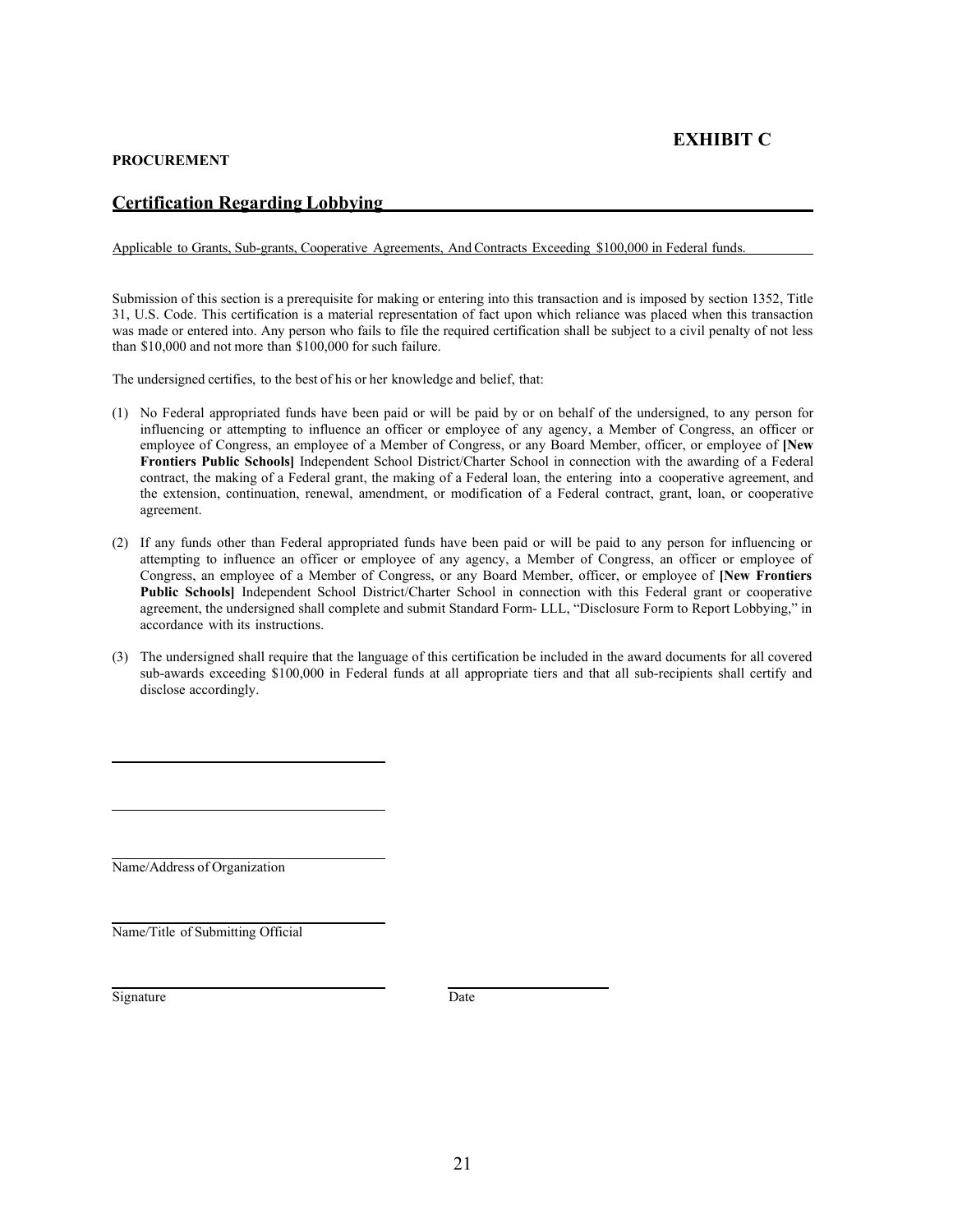# EXHIBIT C

**PROCUREMENT**

## Certification Regarding Lobbying

Applicable to Grants, Sub-grants, Cooperative Agreements, And Contracts Exceeding $100,000 in Federal funds.

Submission of this section is a prerequisite for making or entering into this transaction and is imposed by section 1352, Title 31, U.S. Code. This certification is a material representation of fact upon which reliance was placed when this transaction was made or entered into. Any person who fails to file the required certification shall be subject to a civil penalty of not less than $10,000 and not more than $100,000 for such failure.

The undersigned certifies, to the best of his or her knowledge and belief, that:

(1) No Federal appropriated funds have been paid or will be paid by or on behalf of the undersigned, to any person for influencing or attempting to influence an officer or employee of any agency, a Member of Congress, an officer or employee of Congress, an employee of a Member of Congress, or any Board Member, officer, or employee of **[New Frontiers Public Schools]** Independent School District/Charter School in connection with the awarding of a Federal contract, the making of a Federal grant, the making of a Federal loan, the entering into a cooperative agreement, and the extension, continuation, renewal, amendment, or modification of a Federal contract, grant, loan, or cooperative agreement.

(2) If any funds other than Federal appropriated funds have been paid or will be paid to any person for influencing or attempting to influence an officer or employee of any agency, a Member of Congress, an officer or employee of Congress, an employee of a Member of Congress, or any Board Member, officer, or employee of **[New Frontiers Public Schools]** Independent School District/Charter School in connection with this Federal grant or cooperative agreement, the undersigned shall complete and submit Standard Form- LLL, "Disclosure Form to Report Lobbying," in accordance with its instructions.

(3) The undersigned shall require that the language of this certification be included in the award documents for all covered sub-awards exceeding $100,000 in Federal funds at all appropriate tiers and that all sub-recipients shall certify and disclose accordingly.

\_\_\_\_\_\_\_\_\_\_\_\_\_\_\_\_\_\_\_\_\_\_\_\_\_\_\_\_\_\_\_\_\_\_\_\_

\_\_\_\_\_\_\_\_\_\_\_\_\_\_\_\_\_\_\_\_\_\_\_\_\_\_\_\_\_\_\_\_\_\_\_\_

\_\_\_\_\_\_\_\_\_\_\_\_\_\_\_\_\_\_\_\_\_\_\_\_\_\_\_\_\_\_\_\_\_\_\_\_

Name/Address of Organization

\_\_\_\_\_\_\_\_\_\_\_\_\_\_\_\_\_\_\_\_\_\_\_\_\_\_\_\_\_\_\_\_\_\_\_\_

Name/Title of Submitting Official

\_\_\_\_\_\_\_\_\_\_\_\_\_\_\_\_\_\_\_\_\_\_\_\_\_\_\_\_\_\_\_\_\_\_\_\_ \_\_\_\_\_\_\_\_\_\_\_\_\_\_\_\_\_\_\_\_\_\_

Signature Date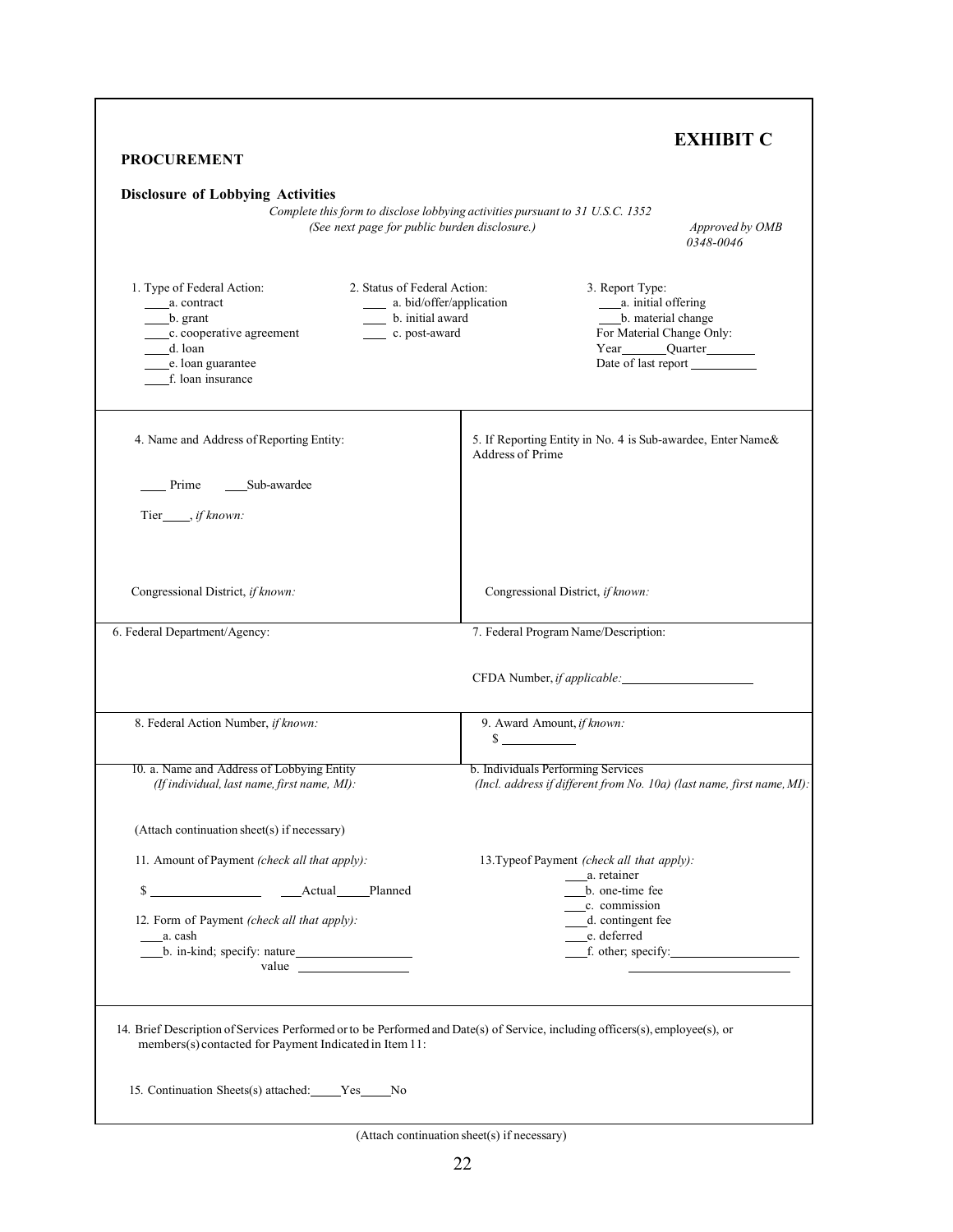# EXHIBIT C

**PROCUREMENT**

**Disclosure of Lobbying Activities**

*Complete this form to disclose lobbying activities pursuant to 31 U.S.C. 1352*
*(See next page for public burden disclosure.)*

*Approved by OMB 0348-0046*

1. Type of Federal Action:
   - ____a. contract
   - ____b. grant
   - ____c. cooperative agreement
   - ____d. loan
   - ____e. loan guarantee
   - ____f. loan insurance

2. Status of Federal Action:
   - ____ a. bid/offer/application
   - ____ b. initial award
   - ____ c. post-award

3. Report Type:
   - ____a. initial offering
   - ____b. material change

   For Material Change Only:
   Year_______Quarter________
   Date of last report __________

4. Name and Address of Reporting Entity:

   ____ Prime ____Sub-awardee

   Tier____, *if known:*

   Congressional District, *if known:*

5. If Reporting Entity in No. 4 is Sub-awardee, Enter Name& Address of Prime

   Congressional District, *if known:*

6. Federal Department/Agency:

7. Federal Program Name/Description:

   CFDA Number, *if applicable:* ____________________

8. Federal Action Number, *if known:*

9. Award Amount, *if known:*
   $ ___________

10. a. Name and Address of Lobbying Entity
    *(If individual, last name, first name, MI):*

    b. Individuals Performing Services
    *(Incl. address if different from No. 10a) (last name, first name, MI):*

(Attach continuation sheet(s) if necessary)

11. Amount of Payment *(check all that apply):*

    $ ________________ ___Actual_____Planned

12. Form of Payment *(check all that apply):*
    - ____a. cash
    - ____b. in-kind; specify: nature__________________
      value ________________

13. Typeof Payment *(check all that apply):*
    - ___a. retainer
    - ___b. one-time fee
    - ___c. commission
    - ___d. contingent fee
    - ___e. deferred
    - ___f. other; specify:____________________

14. Brief Description of Services Performed or to be Performed and Date(s) of Service, including officers(s), employee(s), or members(s) contacted for Payment Indicated in Item 11:

15. Continuation Sheets(s) attached:_____Yes_____No

(Attach continuation sheet(s) if necessary)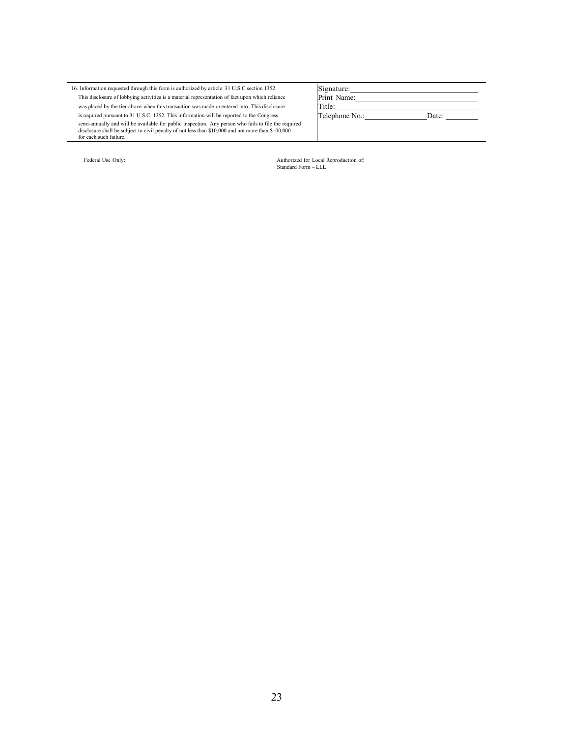| 16. Information requested through this form is authorized by article 31 U.S.C section 1352. This disclosure of lobbying activities is a material representation of fact upon which reliance was placed by the tier above when this transaction was made or entered into. This disclosure is required pursuant to 31 U.S.C. 1352. This information will be reported to the Congress semi-annually and will be available for public inspection. Any person who fails to file the required disclosure shall be subject to civil penalty of not less than $10,000 and not more than $100,000 for each such failure. | Signature: \_\_\_\_\_\_\_\_\_\_\_\_\_\_\_\_\_\_\_\_<br>Print Name: \_\_\_\_\_\_\_\_\_\_\_\_\_\_\_\_\_\_\_\_<br>Title: \_\_\_\_\_\_\_\_\_\_\_\_\_\_\_\_\_\_\_\_<br>Telephone No.: \_\_\_\_\_\_\_\_\_\_ Date: \_\_\_\_\_\_ |
|---|---|

Federal Use Only:

Authorized for Local Reproduction of:
Standard Form – LLL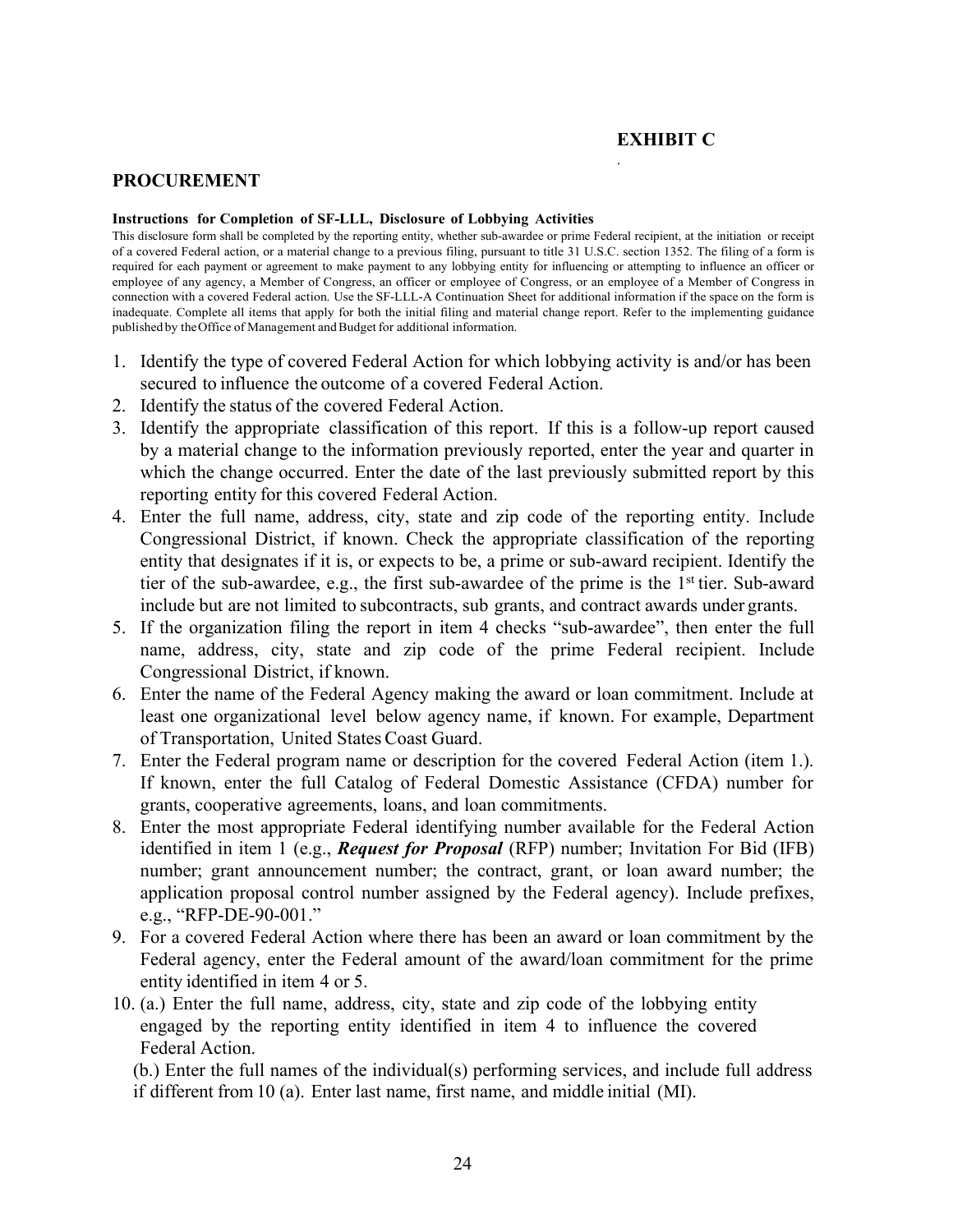**EXHIBIT C**

## PROCUREMENT

**Instructions for Completion of SF-LLL, Disclosure of Lobbying Activities**

This disclosure form shall be completed by the reporting entity, whether sub-awardee or prime Federal recipient, at the initiation or receipt of a covered Federal action, or a material change to a previous filing, pursuant to title 31 U.S.C. section 1352. The filing of a form is required for each payment or agreement to make payment to any lobbying entity for influencing or attempting to influence an officer or employee of any agency, a Member of Congress, an officer or employee of Congress, or an employee of a Member of Congress in connection with a covered Federal action. Use the SF-LLL-A Continuation Sheet for additional information if the space on the form is inadequate. Complete all items that apply for both the initial filing and material change report. Refer to the implementing guidance published by the Office of Management and Budget for additional information.

1. Identify the type of covered Federal Action for which lobbying activity is and/or has been secured to influence the outcome of a covered Federal Action.
2. Identify the status of the covered Federal Action.
3. Identify the appropriate classification of this report. If this is a follow-up report caused by a material change to the information previously reported, enter the year and quarter in which the change occurred. Enter the date of the last previously submitted report by this reporting entity for this covered Federal Action.
4. Enter the full name, address, city, state and zip code of the reporting entity. Include Congressional District, if known. Check the appropriate classification of the reporting entity that designates if it is, or expects to be, a prime or sub-award recipient. Identify the tier of the sub-awardee, e.g., the first sub-awardee of the prime is the 1st tier. Sub-award include but are not limited to subcontracts, sub grants, and contract awards under grants.
5. If the organization filing the report in item 4 checks "sub-awardee", then enter the full name, address, city, state and zip code of the prime Federal recipient. Include Congressional District, if known.
6. Enter the name of the Federal Agency making the award or loan commitment. Include at least one organizational level below agency name, if known. For example, Department of Transportation, United States Coast Guard.
7. Enter the Federal program name or description for the covered Federal Action (item 1.). If known, enter the full Catalog of Federal Domestic Assistance (CFDA) number for grants, cooperative agreements, loans, and loan commitments.
8. Enter the most appropriate Federal identifying number available for the Federal Action identified in item 1 (e.g., ***Request for Proposal*** (RFP) number; Invitation For Bid (IFB) number; grant announcement number; the contract, grant, or loan award number; the application proposal control number assigned by the Federal agency). Include prefixes, e.g., "RFP-DE-90-001."
9. For a covered Federal Action where there has been an award or loan commitment by the Federal agency, enter the Federal amount of the award/loan commitment for the prime entity identified in item 4 or 5.
10. (a.) Enter the full name, address, city, state and zip code of the lobbying entity engaged by the reporting entity identified in item 4 to influence the covered Federal Action.

    (b.) Enter the full names of the individual(s) performing services, and include full address if different from 10 (a). Enter last name, first name, and middle initial (MI).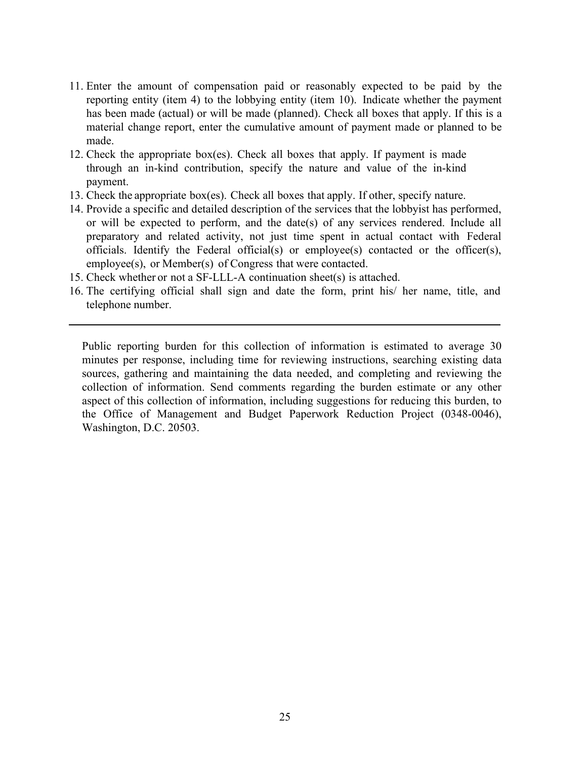11. Enter the amount of compensation paid or reasonably expected to be paid by the reporting entity (item 4) to the lobbying entity (item 10). Indicate whether the payment has been made (actual) or will be made (planned). Check all boxes that apply. If this is a material change report, enter the cumulative amount of payment made or planned to be made.
12. Check the appropriate box(es). Check all boxes that apply. If payment is made through an in-kind contribution, specify the nature and value of the in-kind payment.
13. Check the appropriate box(es). Check all boxes that apply. If other, specify nature.
14. Provide a specific and detailed description of the services that the lobbyist has performed, or will be expected to perform, and the date(s) of any services rendered. Include all preparatory and related activity, not just time spent in actual contact with Federal officials. Identify the Federal official(s) or employee(s) contacted or the officer(s), employee(s), or Member(s) of Congress that were contacted.
15. Check whether or not a SF-LLL-A continuation sheet(s) is attached.
16. The certifying official shall sign and date the form, print his/ her name, title, and telephone number.

---

Public reporting burden for this collection of information is estimated to average 30 minutes per response, including time for reviewing instructions, searching existing data sources, gathering and maintaining the data needed, and completing and reviewing the collection of information. Send comments regarding the burden estimate or any other aspect of this collection of information, including suggestions for reducing this burden, to the Office of Management and Budget Paperwork Reduction Project (0348-0046), Washington, D.C. 20503.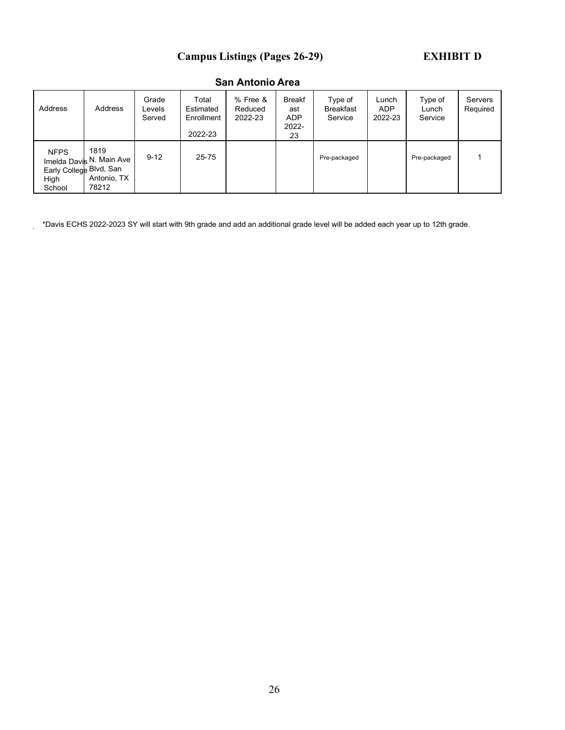# Campus Listings (Pages 26-29) EXHIBIT D

## San Antonio Area

| Address | Address | Grade Levels Served | Total Estimated Enrollment 2022-23 | % Free & Reduced 2022-23 | Breakfast ADP 2022-23 | Type of Breakfast Service | Lunch ADP 2022-23 | Type of Lunch Service | Servers Required |
|---|---|---|---|---|---|---|---|---|---|
| NFPS Imelda Davis Early College High School | 1819 N. Main Ave Blvd, San Antonio, TX 78212 | 9-12 | 25-75 | | | Pre-packaged | | Pre-packaged | 1 |

*Davis ECHS 2022-2023 SY will start with 9th grade and add an additional grade level will be added each year up to 12th grade.